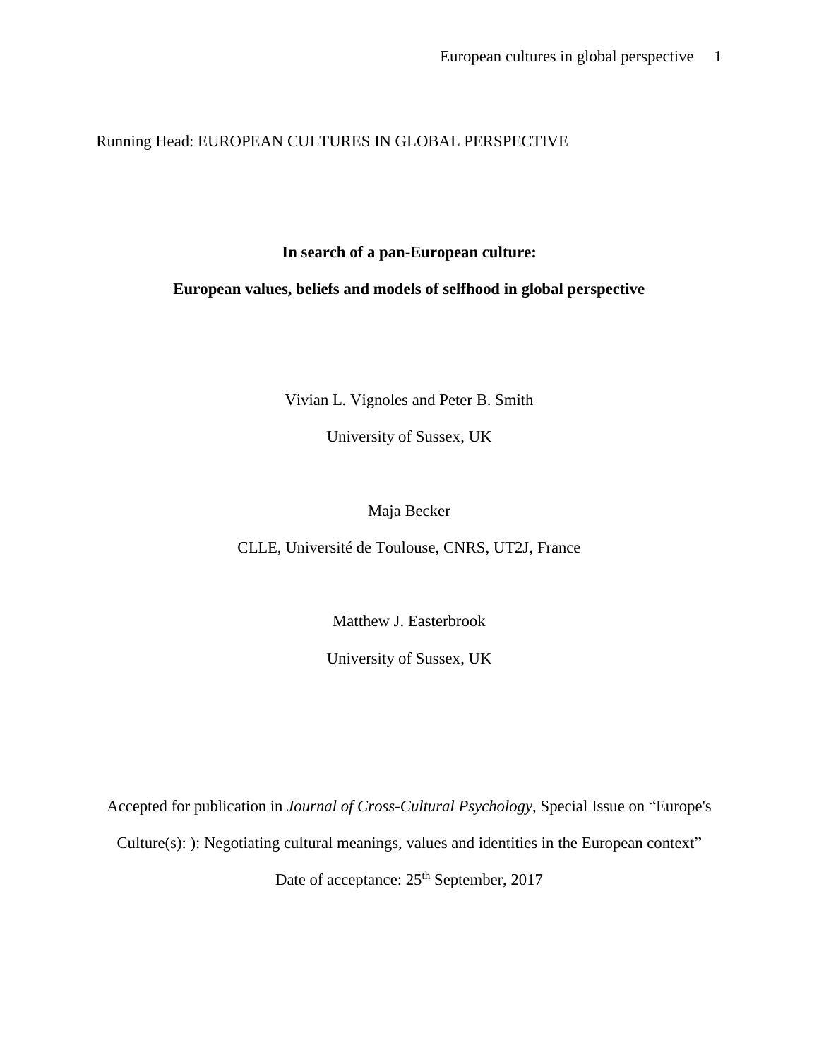Running Head: EUROPEAN CULTURES IN GLOBAL PERSPECTIVE

# In search of a pan-European culture:

# European values, beliefs and models of selfhood in global perspective

Vivian L. Vignoles and Peter B. Smith

University of Sussex, UK

Maja Becker

CLLE, Université de Toulouse, CNRS, UT2J, France

Matthew J. Easterbrook

University of Sussex, UK

Accepted for publication in *Journal of Cross-Cultural Psychology*, Special Issue on "Europe's Culture(s): ): Negotiating cultural meanings, values and identities in the European context"

Date of acceptance: 25th September, 2017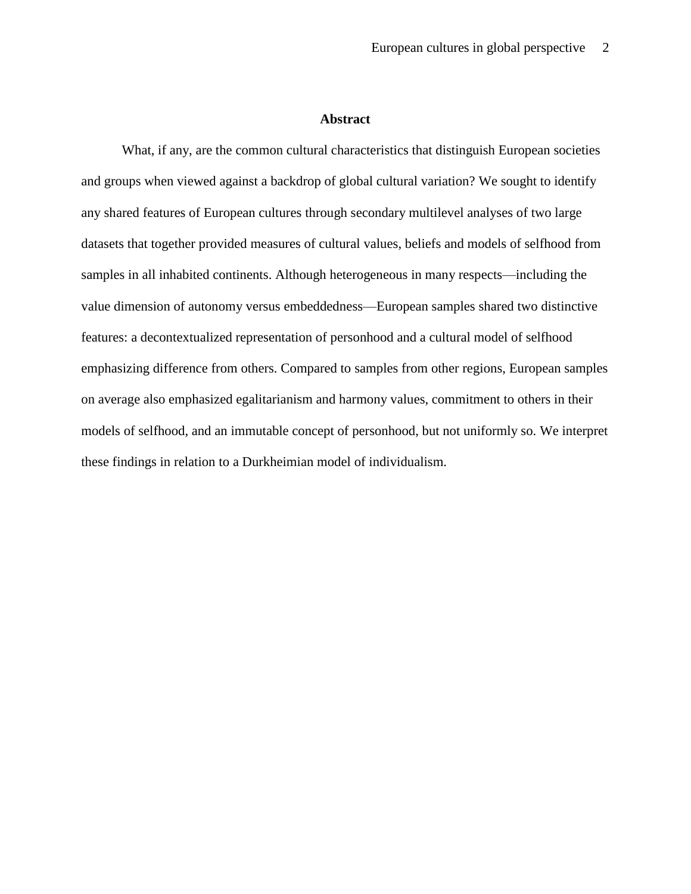## Abstract

What, if any, are the common cultural characteristics that distinguish European societies and groups when viewed against a backdrop of global cultural variation? We sought to identify any shared features of European cultures through secondary multilevel analyses of two large datasets that together provided measures of cultural values, beliefs and models of selfhood from samples in all inhabited continents. Although heterogeneous in many respects—including the value dimension of autonomy versus embeddedness—European samples shared two distinctive features: a decontextualized representation of personhood and a cultural model of selfhood emphasizing difference from others. Compared to samples from other regions, European samples on average also emphasized egalitarianism and harmony values, commitment to others in their models of selfhood, and an immutable concept of personhood, but not uniformly so. We interpret these findings in relation to a Durkheimian model of individualism.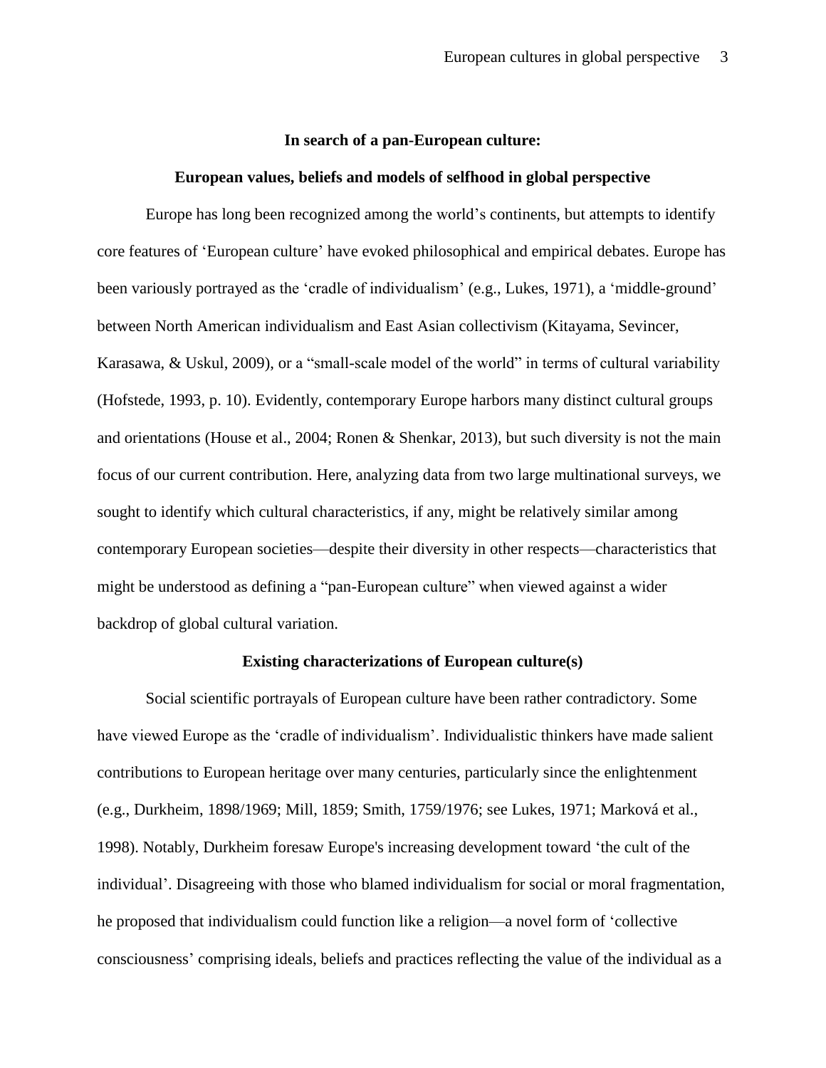# In search of a pan-European culture:

## European values, beliefs and models of selfhood in global perspective

Europe has long been recognized among the world's continents, but attempts to identify core features of 'European culture' have evoked philosophical and empirical debates. Europe has been variously portrayed as the 'cradle of individualism' (e.g., Lukes, 1971), a 'middle-ground' between North American individualism and East Asian collectivism (Kitayama, Sevincer, Karasawa, & Uskul, 2009), or a "small-scale model of the world" in terms of cultural variability (Hofstede, 1993, p. 10). Evidently, contemporary Europe harbors many distinct cultural groups and orientations (House et al., 2004; Ronen & Shenkar, 2013), but such diversity is not the main focus of our current contribution. Here, analyzing data from two large multinational surveys, we sought to identify which cultural characteristics, if any, might be relatively similar among contemporary European societies—despite their diversity in other respects—characteristics that might be understood as defining a "pan-European culture" when viewed against a wider backdrop of global cultural variation.

## Existing characterizations of European culture(s)

Social scientific portrayals of European culture have been rather contradictory. Some have viewed Europe as the 'cradle of individualism'. Individualistic thinkers have made salient contributions to European heritage over many centuries, particularly since the enlightenment (e.g., Durkheim, 1898/1969; Mill, 1859; Smith, 1759/1976; see Lukes, 1971; Marková et al., 1998). Notably, Durkheim foresaw Europe's increasing development toward 'the cult of the individual'. Disagreeing with those who blamed individualism for social or moral fragmentation, he proposed that individualism could function like a religion—a novel form of 'collective consciousness' comprising ideals, beliefs and practices reflecting the value of the individual as a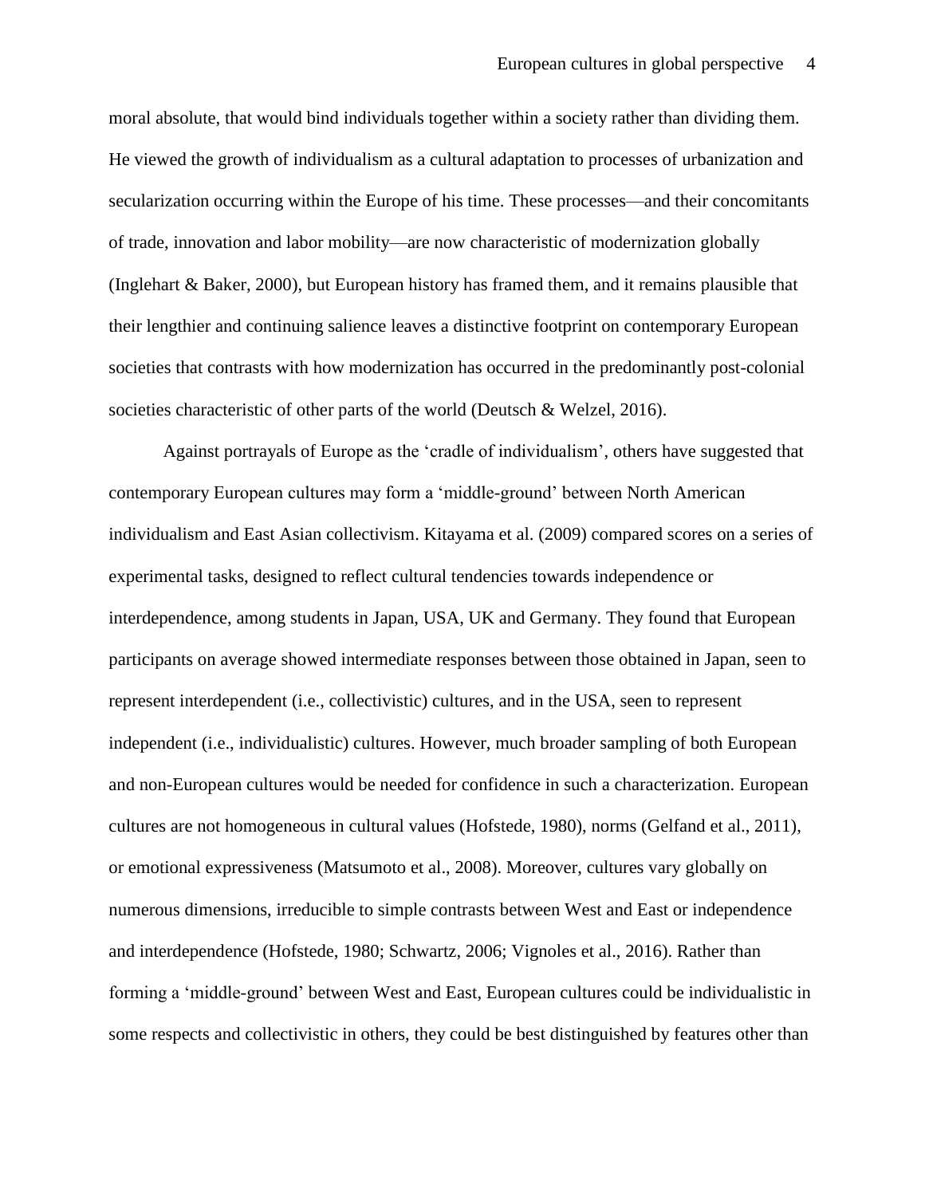moral absolute, that would bind individuals together within a society rather than dividing them. He viewed the growth of individualism as a cultural adaptation to processes of urbanization and secularization occurring within the Europe of his time. These processes—and their concomitants of trade, innovation and labor mobility—are now characteristic of modernization globally (Inglehart & Baker, 2000), but European history has framed them, and it remains plausible that their lengthier and continuing salience leaves a distinctive footprint on contemporary European societies that contrasts with how modernization has occurred in the predominantly post-colonial societies characteristic of other parts of the world (Deutsch & Welzel, 2016).

Against portrayals of Europe as the 'cradle of individualism', others have suggested that contemporary European cultures may form a 'middle-ground' between North American individualism and East Asian collectivism. Kitayama et al. (2009) compared scores on a series of experimental tasks, designed to reflect cultural tendencies towards independence or interdependence, among students in Japan, USA, UK and Germany. They found that European participants on average showed intermediate responses between those obtained in Japan, seen to represent interdependent (i.e., collectivistic) cultures, and in the USA, seen to represent independent (i.e., individualistic) cultures. However, much broader sampling of both European and non-European cultures would be needed for confidence in such a characterization. European cultures are not homogeneous in cultural values (Hofstede, 1980), norms (Gelfand et al., 2011), or emotional expressiveness (Matsumoto et al., 2008). Moreover, cultures vary globally on numerous dimensions, irreducible to simple contrasts between West and East or independence and interdependence (Hofstede, 1980; Schwartz, 2006; Vignoles et al., 2016). Rather than forming a 'middle-ground' between West and East, European cultures could be individualistic in some respects and collectivistic in others, they could be best distinguished by features other than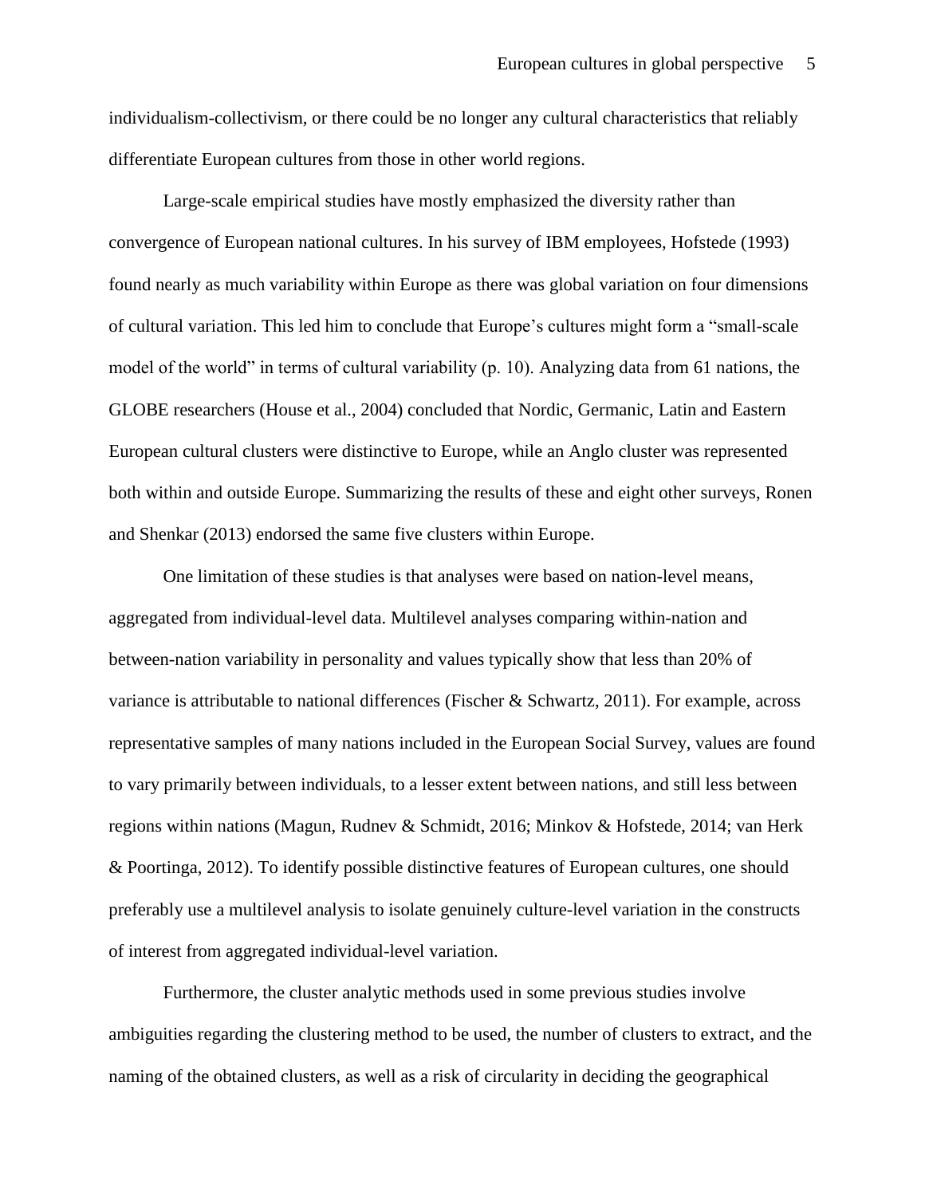individualism-collectivism, or there could be no longer any cultural characteristics that reliably differentiate European cultures from those in other world regions.

Large-scale empirical studies have mostly emphasized the diversity rather than convergence of European national cultures. In his survey of IBM employees, Hofstede (1993) found nearly as much variability within Europe as there was global variation on four dimensions of cultural variation. This led him to conclude that Europe's cultures might form a "small-scale model of the world" in terms of cultural variability (p. 10). Analyzing data from 61 nations, the GLOBE researchers (House et al., 2004) concluded that Nordic, Germanic, Latin and Eastern European cultural clusters were distinctive to Europe, while an Anglo cluster was represented both within and outside Europe. Summarizing the results of these and eight other surveys, Ronen and Shenkar (2013) endorsed the same five clusters within Europe.

One limitation of these studies is that analyses were based on nation-level means, aggregated from individual-level data. Multilevel analyses comparing within-nation and between-nation variability in personality and values typically show that less than 20% of variance is attributable to national differences (Fischer & Schwartz, 2011). For example, across representative samples of many nations included in the European Social Survey, values are found to vary primarily between individuals, to a lesser extent between nations, and still less between regions within nations (Magun, Rudnev & Schmidt, 2016; Minkov & Hofstede, 2014; van Herk & Poortinga, 2012). To identify possible distinctive features of European cultures, one should preferably use a multilevel analysis to isolate genuinely culture-level variation in the constructs of interest from aggregated individual-level variation.

Furthermore, the cluster analytic methods used in some previous studies involve ambiguities regarding the clustering method to be used, the number of clusters to extract, and the naming of the obtained clusters, as well as a risk of circularity in deciding the geographical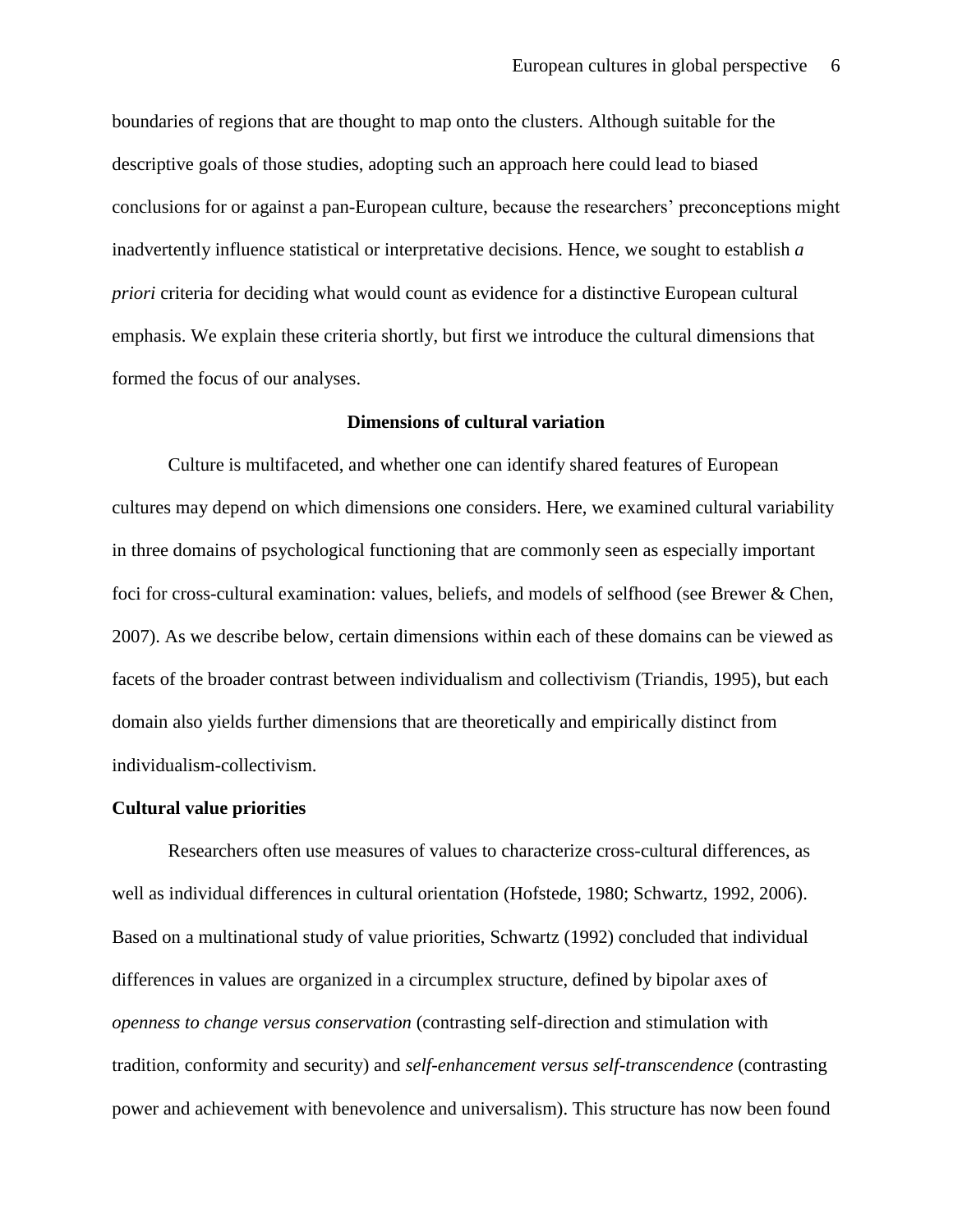boundaries of regions that are thought to map onto the clusters. Although suitable for the descriptive goals of those studies, adopting such an approach here could lead to biased conclusions for or against a pan-European culture, because the researchers' preconceptions might inadvertently influence statistical or interpretative decisions. Hence, we sought to establish *a priori* criteria for deciding what would count as evidence for a distinctive European cultural emphasis. We explain these criteria shortly, but first we introduce the cultural dimensions that formed the focus of our analyses.

## Dimensions of cultural variation

Culture is multifaceted, and whether one can identify shared features of European cultures may depend on which dimensions one considers. Here, we examined cultural variability in three domains of psychological functioning that are commonly seen as especially important foci for cross-cultural examination: values, beliefs, and models of selfhood (see Brewer & Chen, 2007). As we describe below, certain dimensions within each of these domains can be viewed as facets of the broader contrast between individualism and collectivism (Triandis, 1995), but each domain also yields further dimensions that are theoretically and empirically distinct from individualism-collectivism.

### Cultural value priorities

Researchers often use measures of values to characterize cross-cultural differences, as well as individual differences in cultural orientation (Hofstede, 1980; Schwartz, 1992, 2006). Based on a multinational study of value priorities, Schwartz (1992) concluded that individual differences in values are organized in a circumplex structure, defined by bipolar axes of *openness to change versus conservation* (contrasting self-direction and stimulation with tradition, conformity and security) and *self-enhancement versus self-transcendence* (contrasting power and achievement with benevolence and universalism). This structure has now been found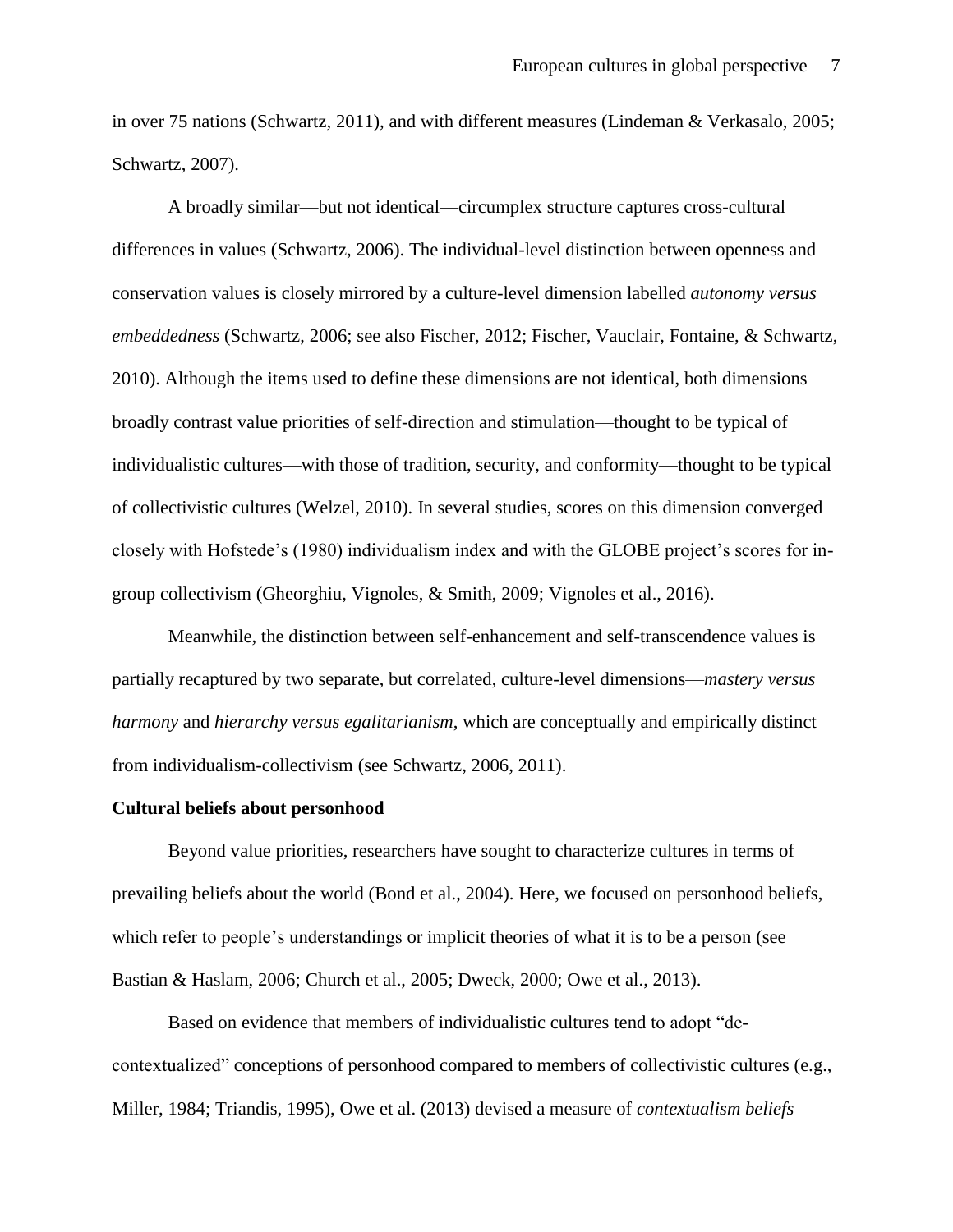in over 75 nations (Schwartz, 2011), and with different measures (Lindeman & Verkasalo, 2005; Schwartz, 2007).

A broadly similar—but not identical—circumplex structure captures cross-cultural differences in values (Schwartz, 2006). The individual-level distinction between openness and conservation values is closely mirrored by a culture-level dimension labelled *autonomy versus embeddedness* (Schwartz, 2006; see also Fischer, 2012; Fischer, Vauclair, Fontaine, & Schwartz, 2010). Although the items used to define these dimensions are not identical, both dimensions broadly contrast value priorities of self-direction and stimulation—thought to be typical of individualistic cultures—with those of tradition, security, and conformity—thought to be typical of collectivistic cultures (Welzel, 2010). In several studies, scores on this dimension converged closely with Hofstede's (1980) individualism index and with the GLOBE project's scores for in-group collectivism (Gheorghiu, Vignoles, & Smith, 2009; Vignoles et al., 2016).

Meanwhile, the distinction between self-enhancement and self-transcendence values is partially recaptured by two separate, but correlated, culture-level dimensions—*mastery versus harmony* and *hierarchy versus egalitarianism*, which are conceptually and empirically distinct from individualism-collectivism (see Schwartz, 2006, 2011).

**Cultural beliefs about personhood**

Beyond value priorities, researchers have sought to characterize cultures in terms of prevailing beliefs about the world (Bond et al., 2004). Here, we focused on personhood beliefs, which refer to people's understandings or implicit theories of what it is to be a person (see Bastian & Haslam, 2006; Church et al., 2005; Dweck, 2000; Owe et al., 2013).

Based on evidence that members of individualistic cultures tend to adopt "de-contextualized" conceptions of personhood compared to members of collectivistic cultures (e.g., Miller, 1984; Triandis, 1995), Owe et al. (2013) devised a measure of *contextualism beliefs*—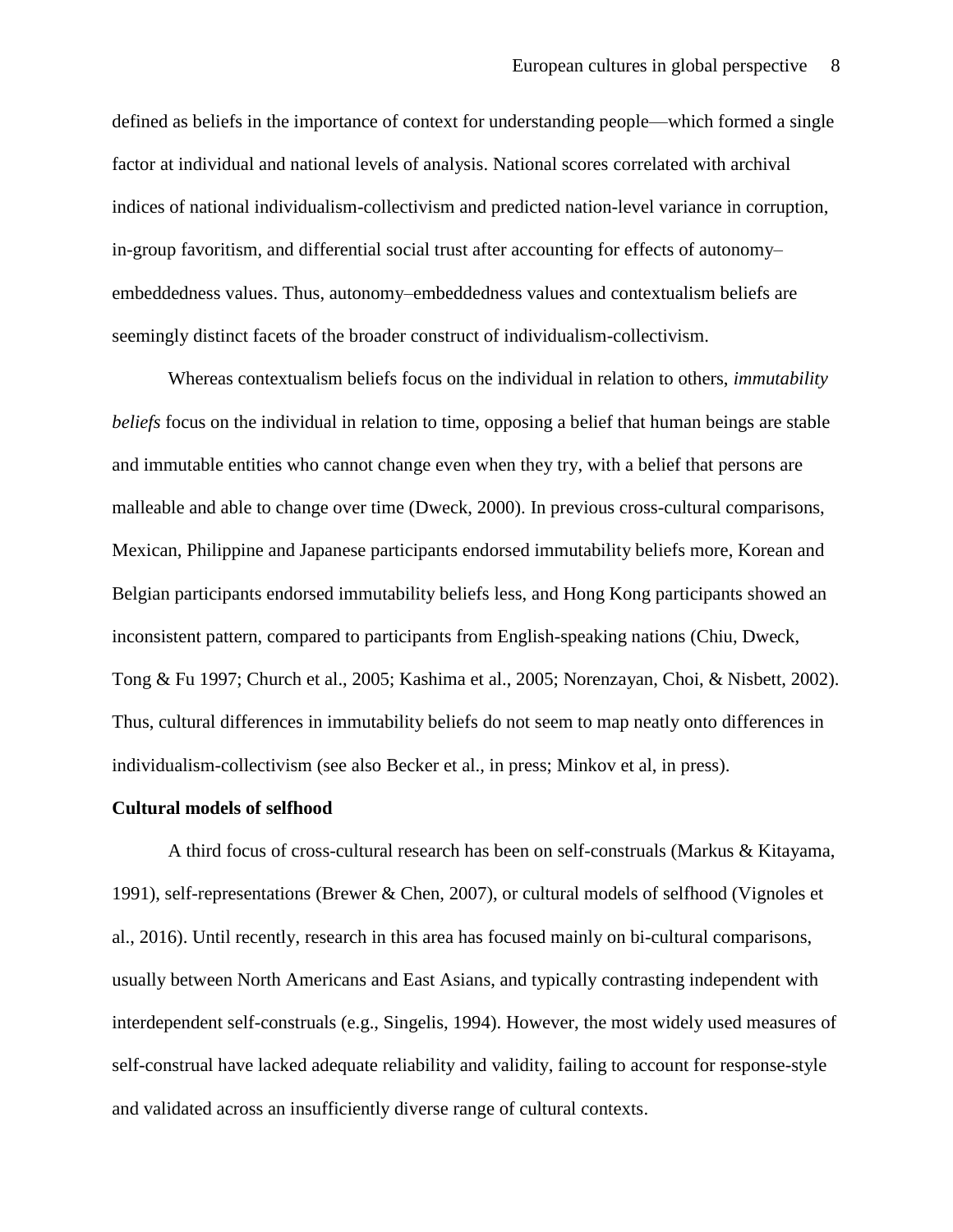defined as beliefs in the importance of context for understanding people—which formed a single factor at individual and national levels of analysis. National scores correlated with archival indices of national individualism-collectivism and predicted nation-level variance in corruption, in-group favoritism, and differential social trust after accounting for effects of autonomy–embeddedness values. Thus, autonomy–embeddedness values and contextualism beliefs are seemingly distinct facets of the broader construct of individualism-collectivism.

Whereas contextualism beliefs focus on the individual in relation to others, *immutability beliefs* focus on the individual in relation to time, opposing a belief that human beings are stable and immutable entities who cannot change even when they try, with a belief that persons are malleable and able to change over time (Dweck, 2000). In previous cross-cultural comparisons, Mexican, Philippine and Japanese participants endorsed immutability beliefs more, Korean and Belgian participants endorsed immutability beliefs less, and Hong Kong participants showed an inconsistent pattern, compared to participants from English-speaking nations (Chiu, Dweck, Tong & Fu 1997; Church et al., 2005; Kashima et al., 2005; Norenzayan, Choi, & Nisbett, 2002). Thus, cultural differences in immutability beliefs do not seem to map neatly onto differences in individualism-collectivism (see also Becker et al., in press; Minkov et al, in press).

**Cultural models of selfhood**

A third focus of cross-cultural research has been on self-construals (Markus & Kitayama, 1991), self-representations (Brewer & Chen, 2007), or cultural models of selfhood (Vignoles et al., 2016). Until recently, research in this area has focused mainly on bi-cultural comparisons, usually between North Americans and East Asians, and typically contrasting independent with interdependent self-construals (e.g., Singelis, 1994). However, the most widely used measures of self-construal have lacked adequate reliability and validity, failing to account for response-style and validated across an insufficiently diverse range of cultural contexts.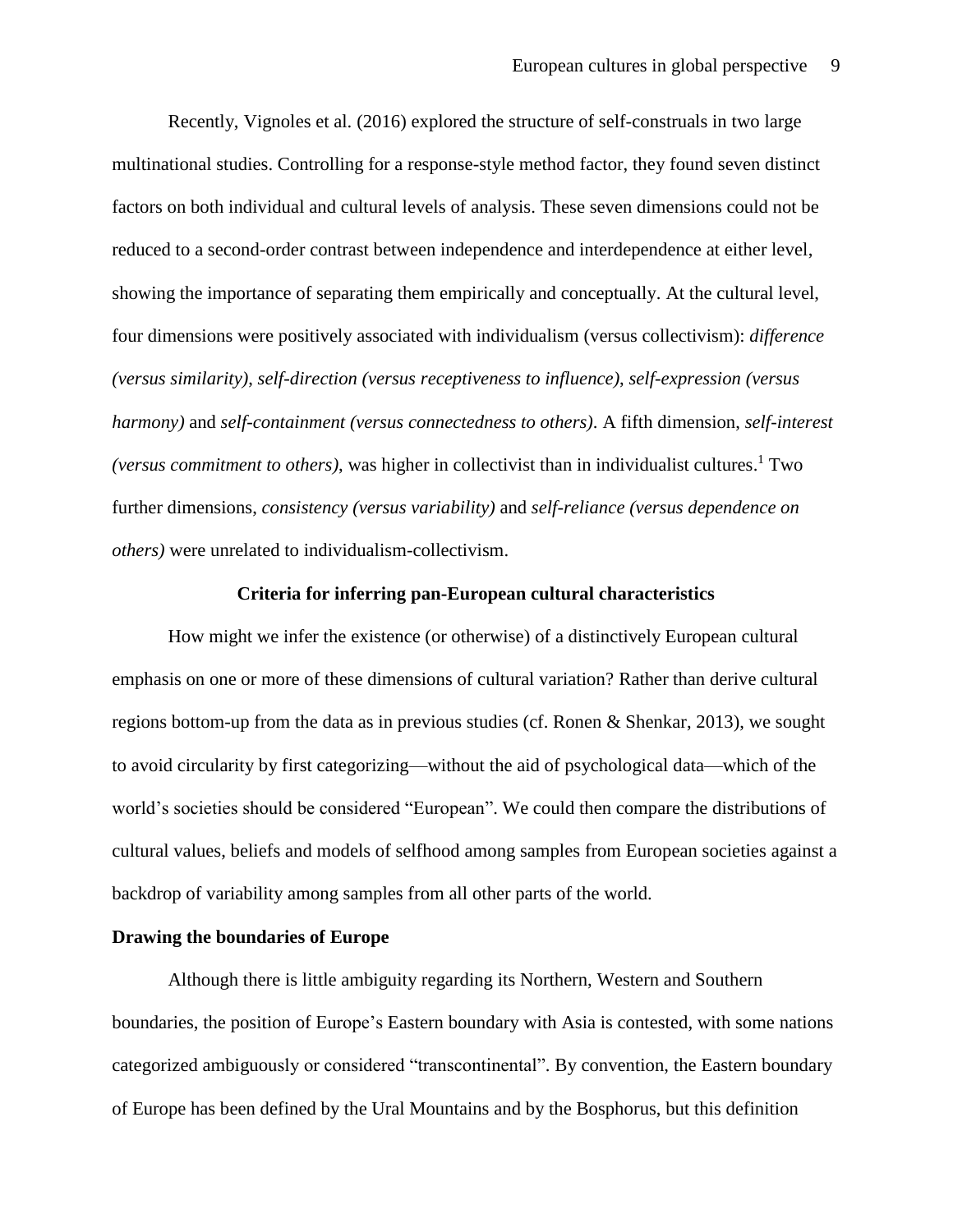Recently, Vignoles et al. (2016) explored the structure of self-construals in two large multinational studies. Controlling for a response-style method factor, they found seven distinct factors on both individual and cultural levels of analysis. These seven dimensions could not be reduced to a second-order contrast between independence and interdependence at either level, showing the importance of separating them empirically and conceptually. At the cultural level, four dimensions were positively associated with individualism (versus collectivism): *difference (versus similarity)*, *self-direction (versus receptiveness to influence)*, *self-expression (versus harmony)* and *self-containment (versus connectedness to others)*. A fifth dimension, *self-interest (versus commitment to others)*, was higher in collectivist than in individualist cultures.[1] Two further dimensions, *consistency (versus variability)* and *self-reliance (versus dependence on others)* were unrelated to individualism-collectivism.

## Criteria for inferring pan-European cultural characteristics

How might we infer the existence (or otherwise) of a distinctively European cultural emphasis on one or more of these dimensions of cultural variation? Rather than derive cultural regions bottom-up from the data as in previous studies (cf. Ronen & Shenkar, 2013), we sought to avoid circularity by first categorizing—without the aid of psychological data—which of the world's societies should be considered "European". We could then compare the distributions of cultural values, beliefs and models of selfhood among samples from European societies against a backdrop of variability among samples from all other parts of the world.

### Drawing the boundaries of Europe

Although there is little ambiguity regarding its Northern, Western and Southern boundaries, the position of Europe's Eastern boundary with Asia is contested, with some nations categorized ambiguously or considered "transcontinental". By convention, the Eastern boundary of Europe has been defined by the Ural Mountains and by the Bosphorus, but this definition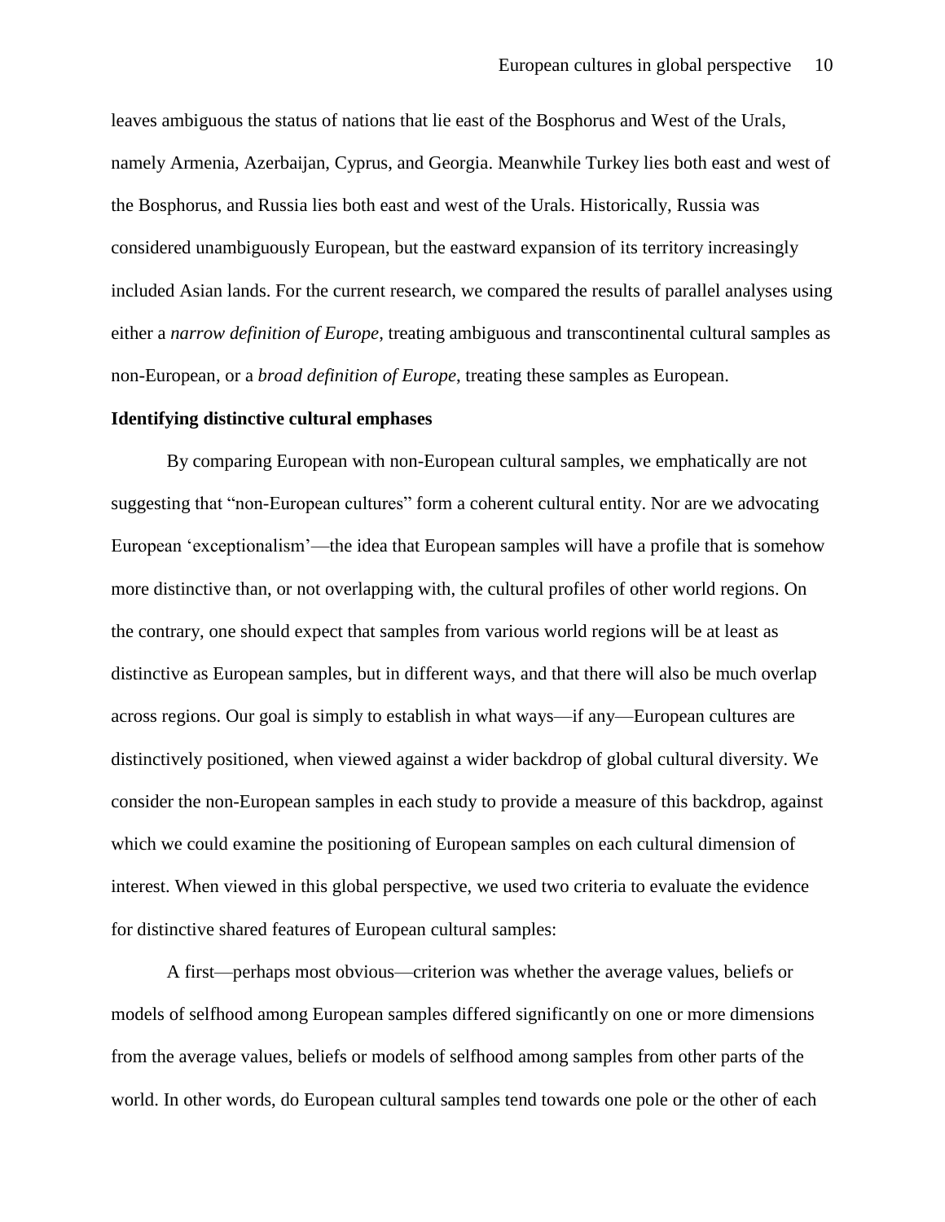leaves ambiguous the status of nations that lie east of the Bosphorus and West of the Urals, namely Armenia, Azerbaijan, Cyprus, and Georgia. Meanwhile Turkey lies both east and west of the Bosphorus, and Russia lies both east and west of the Urals. Historically, Russia was considered unambiguously European, but the eastward expansion of its territory increasingly included Asian lands. For the current research, we compared the results of parallel analyses using either a *narrow definition of Europe*, treating ambiguous and transcontinental cultural samples as non-European, or a *broad definition of Europe*, treating these samples as European.

**Identifying distinctive cultural emphases**

By comparing European with non-European cultural samples, we emphatically are not suggesting that "non-European cultures" form a coherent cultural entity. Nor are we advocating European 'exceptionalism'—the idea that European samples will have a profile that is somehow more distinctive than, or not overlapping with, the cultural profiles of other world regions. On the contrary, one should expect that samples from various world regions will be at least as distinctive as European samples, but in different ways, and that there will also be much overlap across regions. Our goal is simply to establish in what ways—if any—European cultures are distinctively positioned, when viewed against a wider backdrop of global cultural diversity. We consider the non-European samples in each study to provide a measure of this backdrop, against which we could examine the positioning of European samples on each cultural dimension of interest. When viewed in this global perspective, we used two criteria to evaluate the evidence for distinctive shared features of European cultural samples:

A first—perhaps most obvious—criterion was whether the average values, beliefs or models of selfhood among European samples differed significantly on one or more dimensions from the average values, beliefs or models of selfhood among samples from other parts of the world. In other words, do European cultural samples tend towards one pole or the other of each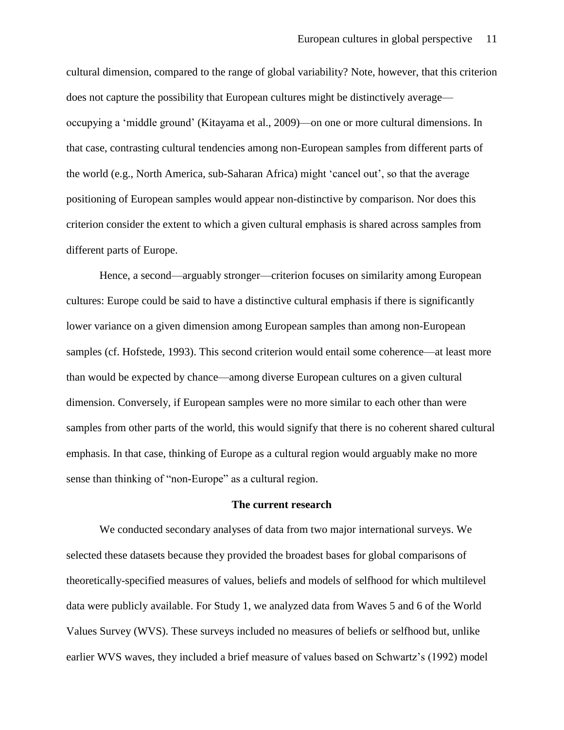cultural dimension, compared to the range of global variability? Note, however, that this criterion does not capture the possibility that European cultures might be distinctively average—occupying a 'middle ground' (Kitayama et al., 2009)—on one or more cultural dimensions. In that case, contrasting cultural tendencies among non-European samples from different parts of the world (e.g., North America, sub-Saharan Africa) might 'cancel out', so that the average positioning of European samples would appear non-distinctive by comparison. Nor does this criterion consider the extent to which a given cultural emphasis is shared across samples from different parts of Europe.

Hence, a second—arguably stronger—criterion focuses on similarity among European cultures: Europe could be said to have a distinctive cultural emphasis if there is significantly lower variance on a given dimension among European samples than among non-European samples (cf. Hofstede, 1993). This second criterion would entail some coherence—at least more than would be expected by chance—among diverse European cultures on a given cultural dimension. Conversely, if European samples were no more similar to each other than were samples from other parts of the world, this would signify that there is no coherent shared cultural emphasis. In that case, thinking of Europe as a cultural region would arguably make no more sense than thinking of "non-Europe" as a cultural region.

## The current research

We conducted secondary analyses of data from two major international surveys. We selected these datasets because they provided the broadest bases for global comparisons of theoretically-specified measures of values, beliefs and models of selfhood for which multilevel data were publicly available. For Study 1, we analyzed data from Waves 5 and 6 of the World Values Survey (WVS). These surveys included no measures of beliefs or selfhood but, unlike earlier WVS waves, they included a brief measure of values based on Schwartz's (1992) model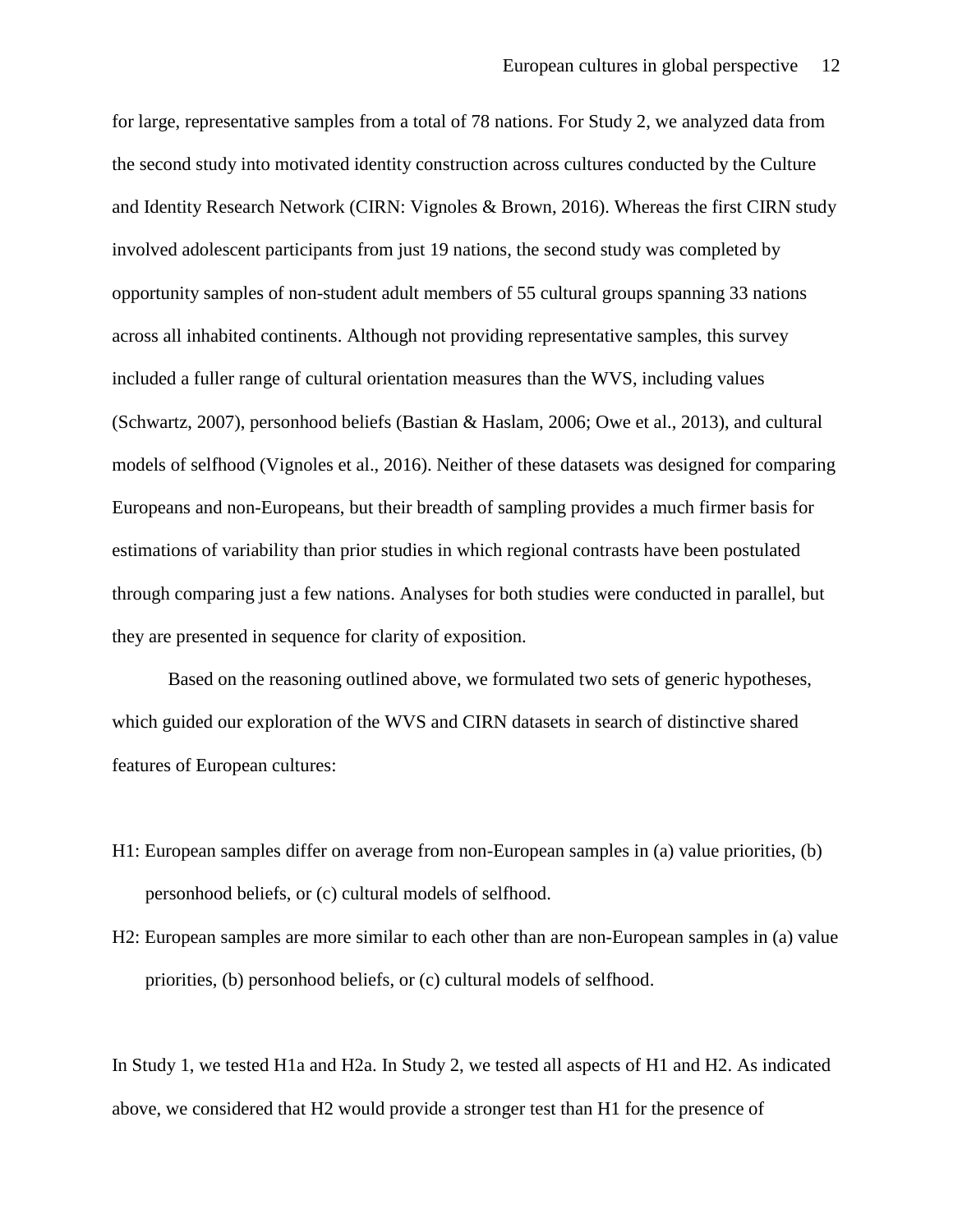for large, representative samples from a total of 78 nations. For Study 2, we analyzed data from the second study into motivated identity construction across cultures conducted by the Culture and Identity Research Network (CIRN: Vignoles & Brown, 2016). Whereas the first CIRN study involved adolescent participants from just 19 nations, the second study was completed by opportunity samples of non-student adult members of 55 cultural groups spanning 33 nations across all inhabited continents. Although not providing representative samples, this survey included a fuller range of cultural orientation measures than the WVS, including values (Schwartz, 2007), personhood beliefs (Bastian & Haslam, 2006; Owe et al., 2013), and cultural models of selfhood (Vignoles et al., 2016). Neither of these datasets was designed for comparing Europeans and non-Europeans, but their breadth of sampling provides a much firmer basis for estimations of variability than prior studies in which regional contrasts have been postulated through comparing just a few nations. Analyses for both studies were conducted in parallel, but they are presented in sequence for clarity of exposition.

Based on the reasoning outlined above, we formulated two sets of generic hypotheses, which guided our exploration of the WVS and CIRN datasets in search of distinctive shared features of European cultures:

H1: European samples differ on average from non-European samples in (a) value priorities, (b) personhood beliefs, or (c) cultural models of selfhood.

H2: European samples are more similar to each other than are non-European samples in (a) value priorities, (b) personhood beliefs, or (c) cultural models of selfhood.

In Study 1, we tested H1a and H2a. In Study 2, we tested all aspects of H1 and H2. As indicated above, we considered that H2 would provide a stronger test than H1 for the presence of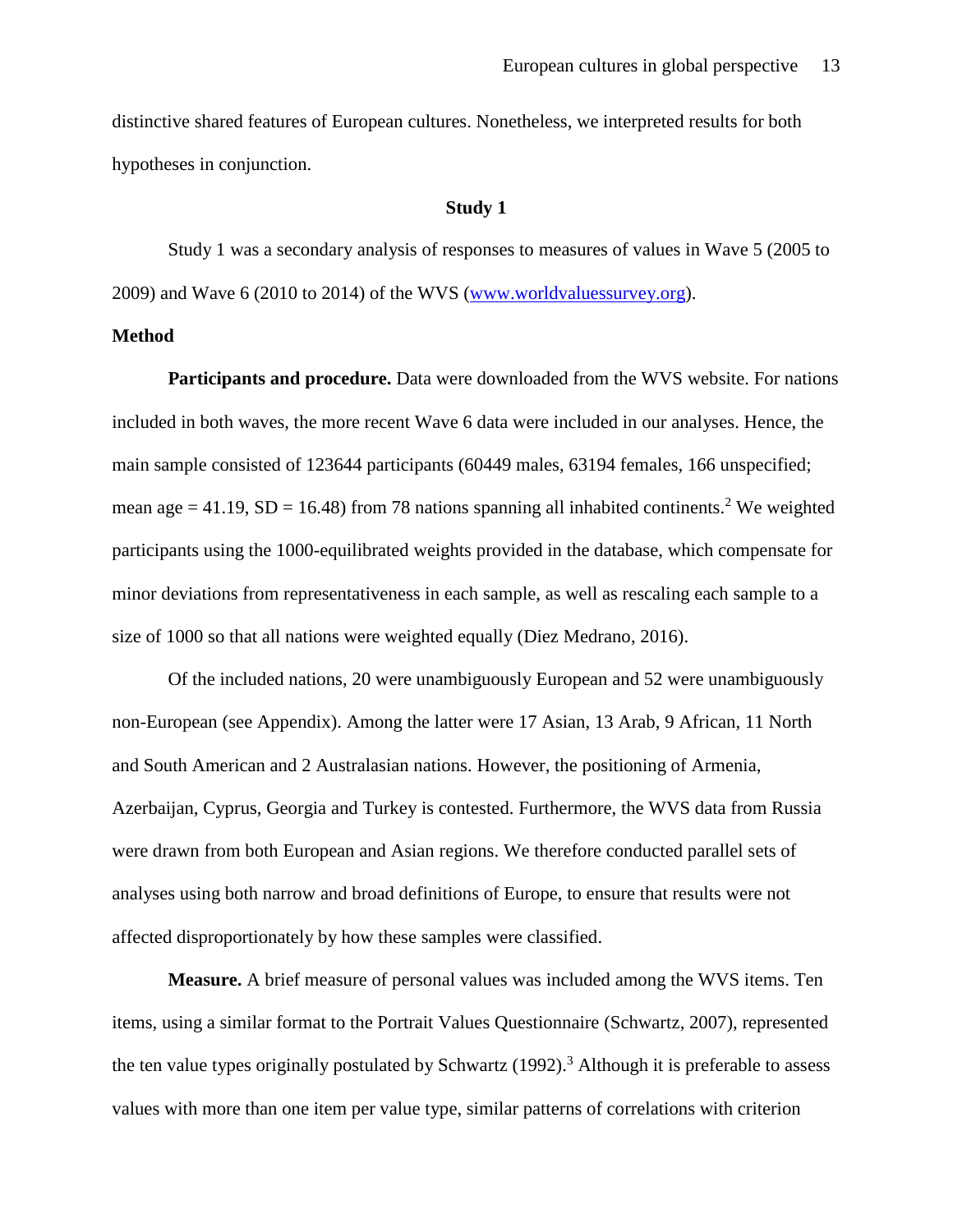distinctive shared features of European cultures. Nonetheless, we interpreted results for both hypotheses in conjunction.

## Study 1

Study 1 was a secondary analysis of responses to measures of values in Wave 5 (2005 to 2009) and Wave 6 (2010 to 2014) of the WVS (www.worldvaluessurvey.org).

### Method

**Participants and procedure.** Data were downloaded from the WVS website. For nations included in both waves, the more recent Wave 6 data were included in our analyses. Hence, the main sample consisted of 123644 participants (60449 males, 63194 females, 166 unspecified; mean age = 41.19, SD = 16.48) from 78 nations spanning all inhabited continents.[2] We weighted participants using the 1000-equilibrated weights provided in the database, which compensate for minor deviations from representativeness in each sample, as well as rescaling each sample to a size of 1000 so that all nations were weighted equally (Diez Medrano, 2016).

Of the included nations, 20 were unambiguously European and 52 were unambiguously non-European (see Appendix). Among the latter were 17 Asian, 13 Arab, 9 African, 11 North and South American and 2 Australasian nations. However, the positioning of Armenia, Azerbaijan, Cyprus, Georgia and Turkey is contested. Furthermore, the WVS data from Russia were drawn from both European and Asian regions. We therefore conducted parallel sets of analyses using both narrow and broad definitions of Europe, to ensure that results were not affected disproportionately by how these samples were classified.

**Measure.** A brief measure of personal values was included among the WVS items. Ten items, using a similar format to the Portrait Values Questionnaire (Schwartz, 2007), represented the ten value types originally postulated by Schwartz (1992).[3] Although it is preferable to assess values with more than one item per value type, similar patterns of correlations with criterion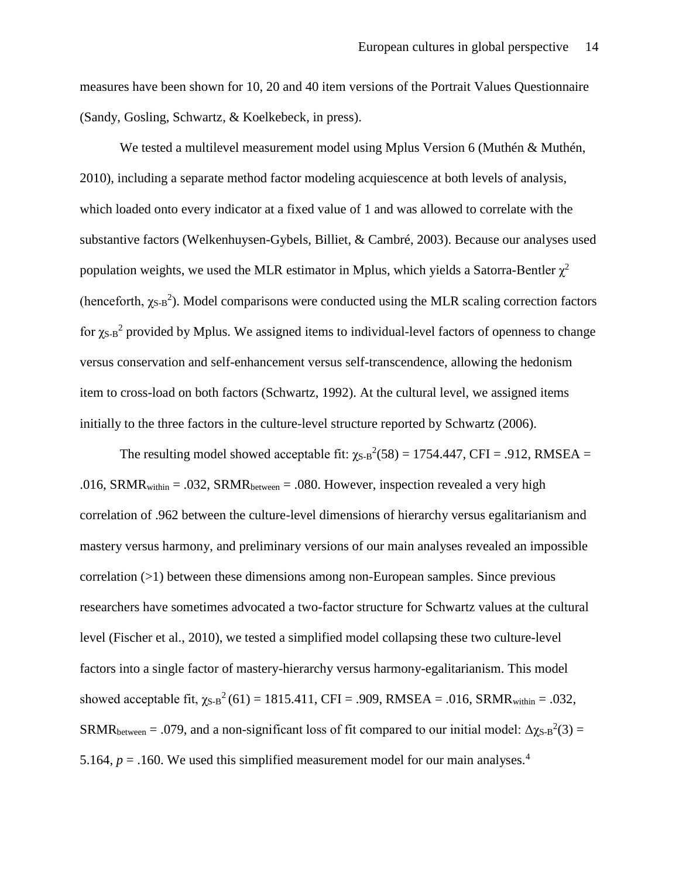measures have been shown for 10, 20 and 40 item versions of the Portrait Values Questionnaire (Sandy, Gosling, Schwartz, & Koelkebeck, in press).

We tested a multilevel measurement model using Mplus Version 6 (Muthén & Muthén, 2010), including a separate method factor modeling acquiescence at both levels of analysis, which loaded onto every indicator at a fixed value of 1 and was allowed to correlate with the substantive factors (Welkenhuysen-Gybels, Billiet, & Cambré, 2003). Because our analyses used population weights, we used the MLR estimator in Mplus, which yields a Satorra-Bentler $\chi^2$ (henceforth, $\chi_{S\text{-}B}^2$). Model comparisons were conducted using the MLR scaling correction factors for $\chi_{S\text{-}B}^2$ provided by Mplus. We assigned items to individual-level factors of openness to change versus conservation and self-enhancement versus self-transcendence, allowing the hedonism item to cross-load on both factors (Schwartz, 1992). At the cultural level, we assigned items initially to the three factors in the culture-level structure reported by Schwartz (2006).

The resulting model showed acceptable fit: $\chi_{S\text{-}B}^2(58) = 1754.447$, CFI = .912, RMSEA = .016, $SRMR_{within}$ = .032, $SRMR_{between}$ = .080. However, inspection revealed a very high correlation of .962 between the culture-level dimensions of hierarchy versus egalitarianism and mastery versus harmony, and preliminary versions of our main analyses revealed an impossible correlation (>1) between these dimensions among non-European samples. Since previous researchers have sometimes advocated a two-factor structure for Schwartz values at the cultural level (Fischer et al., 2010), we tested a simplified model collapsing these two culture-level factors into a single factor of mastery-hierarchy versus harmony-egalitarianism. This model showed acceptable fit, $\chi_{S\text{-}B}^2(61) = 1815.411$, CFI = .909, RMSEA = .016, $SRMR_{within}$ = .032, $SRMR_{between}$ = .079, and a non-significant loss of fit compared to our initial model: $\Delta\chi_{S\text{-}B}^2(3) = 5.164$, $p = .160$. We used this simplified measurement model for our main analyses.[4]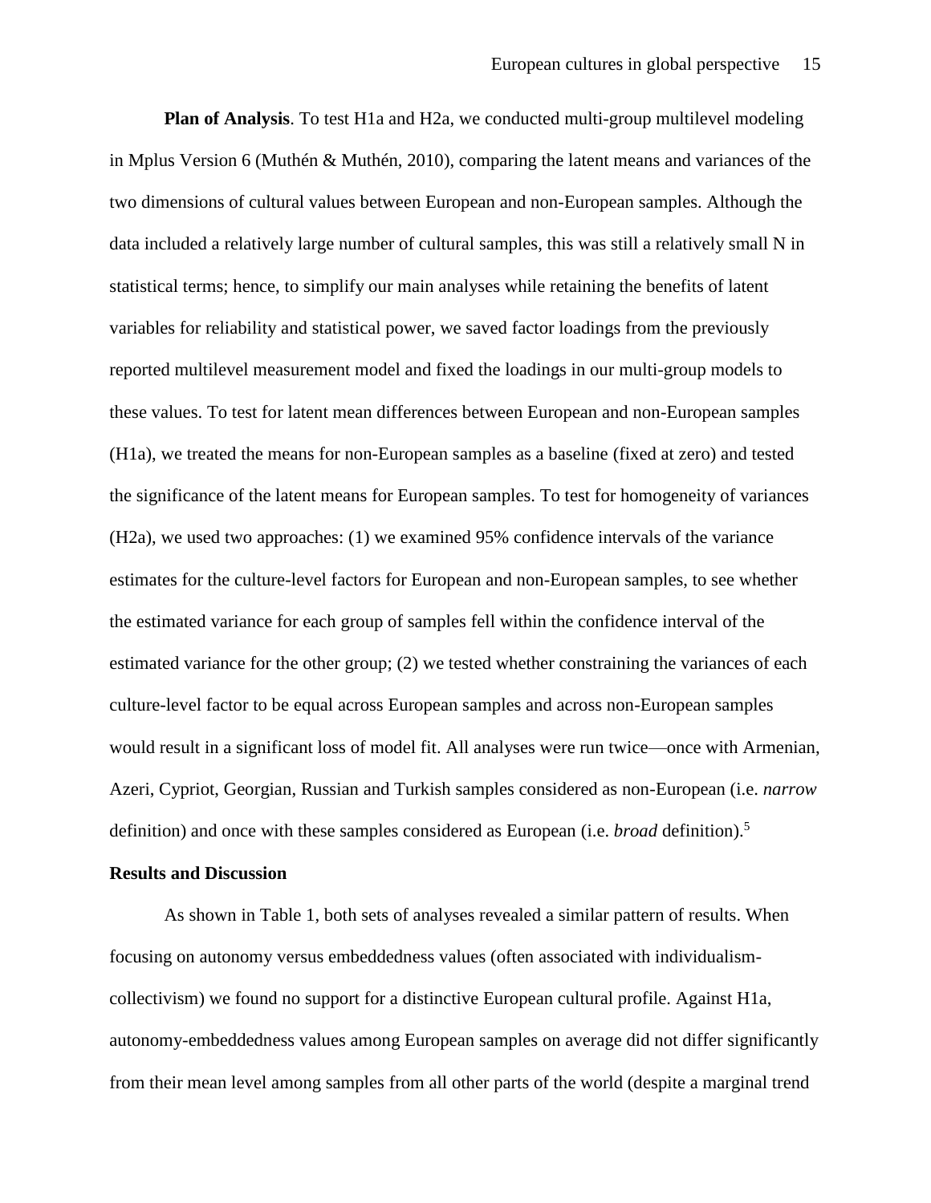**Plan of Analysis**. To test H1a and H2a, we conducted multi-group multilevel modeling in Mplus Version 6 (Muthén & Muthén, 2010), comparing the latent means and variances of the two dimensions of cultural values between European and non-European samples. Although the data included a relatively large number of cultural samples, this was still a relatively small N in statistical terms; hence, to simplify our main analyses while retaining the benefits of latent variables for reliability and statistical power, we saved factor loadings from the previously reported multilevel measurement model and fixed the loadings in our multi-group models to these values. To test for latent mean differences between European and non-European samples (H1a), we treated the means for non-European samples as a baseline (fixed at zero) and tested the significance of the latent means for European samples. To test for homogeneity of variances (H2a), we used two approaches: (1) we examined 95% confidence intervals of the variance estimates for the culture-level factors for European and non-European samples, to see whether the estimated variance for each group of samples fell within the confidence interval of the estimated variance for the other group; (2) we tested whether constraining the variances of each culture-level factor to be equal across European samples and across non-European samples would result in a significant loss of model fit. All analyses were run twice—once with Armenian, Azeri, Cypriot, Georgian, Russian and Turkish samples considered as non-European (i.e. *narrow* definition) and once with these samples considered as European (i.e. *broad* definition).[5]

## Results and Discussion

As shown in Table 1, both sets of analyses revealed a similar pattern of results. When focusing on autonomy versus embeddedness values (often associated with individualism-collectivism) we found no support for a distinctive European cultural profile. Against H1a, autonomy-embeddedness values among European samples on average did not differ significantly from their mean level among samples from all other parts of the world (despite a marginal trend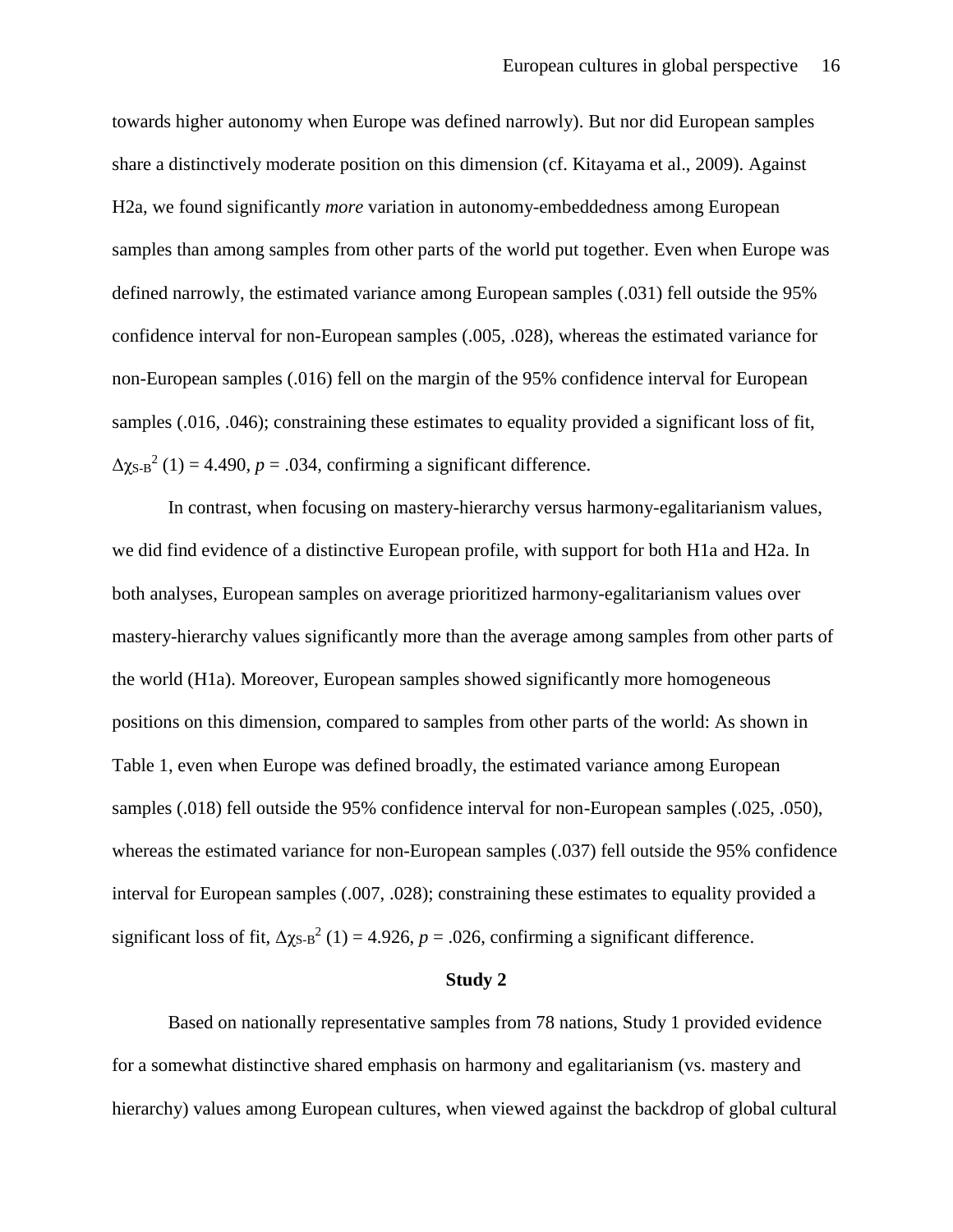towards higher autonomy when Europe was defined narrowly). But nor did European samples share a distinctively moderate position on this dimension (cf. Kitayama et al., 2009). Against H2a, we found significantly *more* variation in autonomy-embeddedness among European samples than among samples from other parts of the world put together. Even when Europe was defined narrowly, the estimated variance among European samples (.031) fell outside the 95% confidence interval for non-European samples (.005, .028), whereas the estimated variance for non-European samples (.016) fell on the margin of the 95% confidence interval for European samples (.016, .046); constraining these estimates to equality provided a significant loss of fit, $\Delta\chi_{S\text{-}B}^2$ (1) = 4.490, *p* = .034, confirming a significant difference.

In contrast, when focusing on mastery-hierarchy versus harmony-egalitarianism values, we did find evidence of a distinctive European profile, with support for both H1a and H2a. In both analyses, European samples on average prioritized harmony-egalitarianism values over mastery-hierarchy values significantly more than the average among samples from other parts of the world (H1a). Moreover, European samples showed significantly more homogeneous positions on this dimension, compared to samples from other parts of the world: As shown in Table 1, even when Europe was defined broadly, the estimated variance among European samples (.018) fell outside the 95% confidence interval for non-European samples (.025, .050), whereas the estimated variance for non-European samples (.037) fell outside the 95% confidence interval for European samples (.007, .028); constraining these estimates to equality provided a significant loss of fit, $\Delta\chi_{S\text{-}B}^2$ (1) = 4.926, *p* = .026, confirming a significant difference.

**Study 2**

Based on nationally representative samples from 78 nations, Study 1 provided evidence for a somewhat distinctive shared emphasis on harmony and egalitarianism (vs. mastery and hierarchy) values among European cultures, when viewed against the backdrop of global cultural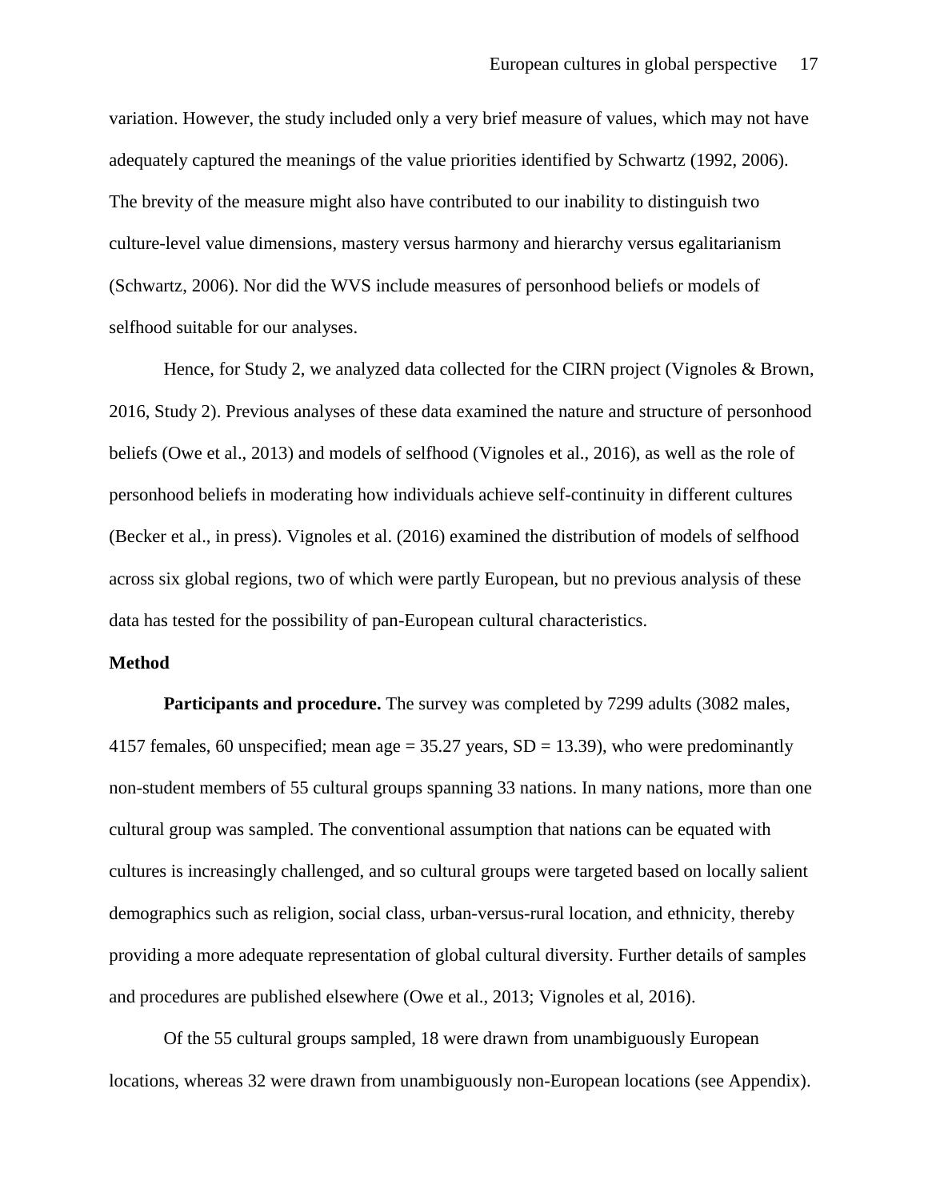variation. However, the study included only a very brief measure of values, which may not have adequately captured the meanings of the value priorities identified by Schwartz (1992, 2006). The brevity of the measure might also have contributed to our inability to distinguish two culture-level value dimensions, mastery versus harmony and hierarchy versus egalitarianism (Schwartz, 2006). Nor did the WVS include measures of personhood beliefs or models of selfhood suitable for our analyses.

Hence, for Study 2, we analyzed data collected for the CIRN project (Vignoles & Brown, 2016, Study 2). Previous analyses of these data examined the nature and structure of personhood beliefs (Owe et al., 2013) and models of selfhood (Vignoles et al., 2016), as well as the role of personhood beliefs in moderating how individuals achieve self-continuity in different cultures (Becker et al., in press). Vignoles et al. (2016) examined the distribution of models of selfhood across six global regions, two of which were partly European, but no previous analysis of these data has tested for the possibility of pan-European cultural characteristics.

**Method**

**Participants and procedure.** The survey was completed by 7299 adults (3082 males, 4157 females, 60 unspecified; mean age = 35.27 years, SD = 13.39), who were predominantly non-student members of 55 cultural groups spanning 33 nations. In many nations, more than one cultural group was sampled. The conventional assumption that nations can be equated with cultures is increasingly challenged, and so cultural groups were targeted based on locally salient demographics such as religion, social class, urban-versus-rural location, and ethnicity, thereby providing a more adequate representation of global cultural diversity. Further details of samples and procedures are published elsewhere (Owe et al., 2013; Vignoles et al, 2016).

Of the 55 cultural groups sampled, 18 were drawn from unambiguously European locations, whereas 32 were drawn from unambiguously non-European locations (see Appendix).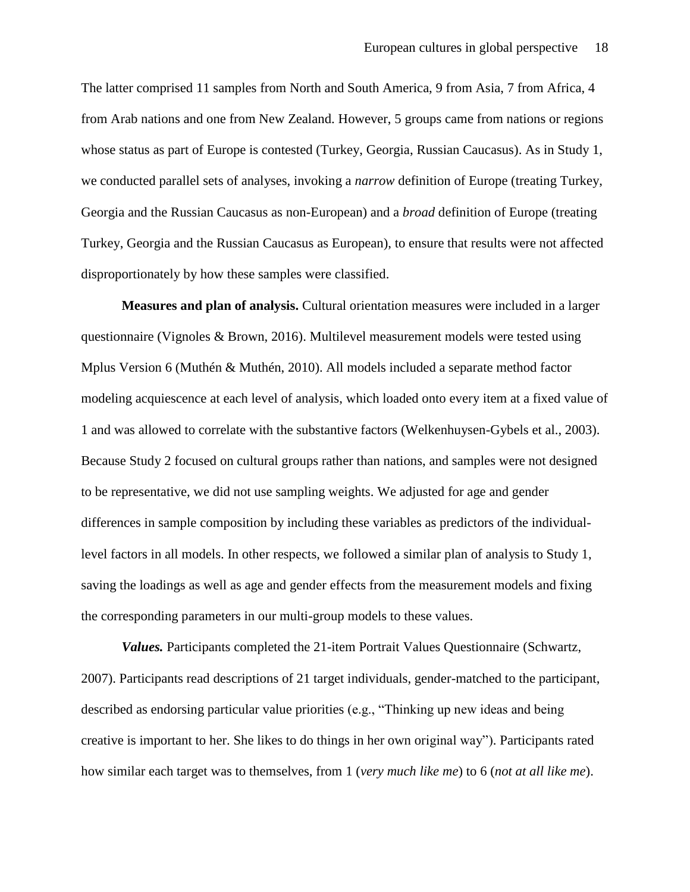The latter comprised 11 samples from North and South America, 9 from Asia, 7 from Africa, 4 from Arab nations and one from New Zealand. However, 5 groups came from nations or regions whose status as part of Europe is contested (Turkey, Georgia, Russian Caucasus). As in Study 1, we conducted parallel sets of analyses, invoking a *narrow* definition of Europe (treating Turkey, Georgia and the Russian Caucasus as non-European) and a *broad* definition of Europe (treating Turkey, Georgia and the Russian Caucasus as European), to ensure that results were not affected disproportionately by how these samples were classified.

**Measures and plan of analysis.** Cultural orientation measures were included in a larger questionnaire (Vignoles & Brown, 2016). Multilevel measurement models were tested using Mplus Version 6 (Muthén & Muthén, 2010). All models included a separate method factor modeling acquiescence at each level of analysis, which loaded onto every item at a fixed value of 1 and was allowed to correlate with the substantive factors (Welkenhuysen-Gybels et al., 2003). Because Study 2 focused on cultural groups rather than nations, and samples were not designed to be representative, we did not use sampling weights. We adjusted for age and gender differences in sample composition by including these variables as predictors of the individual-level factors in all models. In other respects, we followed a similar plan of analysis to Study 1, saving the loadings as well as age and gender effects from the measurement models and fixing the corresponding parameters in our multi-group models to these values.

***Values.*** Participants completed the 21-item Portrait Values Questionnaire (Schwartz, 2007). Participants read descriptions of 21 target individuals, gender-matched to the participant, described as endorsing particular value priorities (e.g., "Thinking up new ideas and being creative is important to her. She likes to do things in her own original way"). Participants rated how similar each target was to themselves, from 1 (*very much like me*) to 6 (*not at all like me*).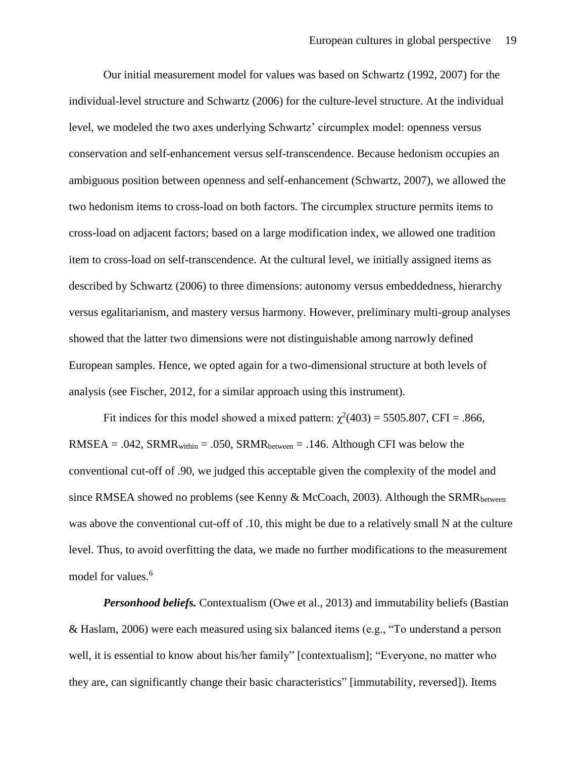Our initial measurement model for values was based on Schwartz (1992, 2007) for the individual-level structure and Schwartz (2006) for the culture-level structure. At the individual level, we modeled the two axes underlying Schwartz' circumplex model: openness versus conservation and self-enhancement versus self-transcendence. Because hedonism occupies an ambiguous position between openness and self-enhancement (Schwartz, 2007), we allowed the two hedonism items to cross-load on both factors. The circumplex structure permits items to cross-load on adjacent factors; based on a large modification index, we allowed one tradition item to cross-load on self-transcendence. At the cultural level, we initially assigned items as described by Schwartz (2006) to three dimensions: autonomy versus embeddedness, hierarchy versus egalitarianism, and mastery versus harmony. However, preliminary multi-group analyses showed that the latter two dimensions were not distinguishable among narrowly defined European samples. Hence, we opted again for a two-dimensional structure at both levels of analysis (see Fischer, 2012, for a similar approach using this instrument).

Fit indices for this model showed a mixed pattern: $\chi^2(403) = 5505.807$, CFI = .866, RMSEA = .042, $SRMR_{within} = .050$, $SRMR_{between} = .146$. Although CFI was below the conventional cut-off of .90, we judged this acceptable given the complexity of the model and since RMSEA showed no problems (see Kenny & McCoach, 2003). Although the $SRMR_{between}$ was above the conventional cut-off of .10, this might be due to a relatively small N at the culture level. Thus, to avoid overfitting the data, we made no further modifications to the measurement model for values.[6]

***Personhood beliefs.*** Contextualism (Owe et al., 2013) and immutability beliefs (Bastian & Haslam, 2006) were each measured using six balanced items (e.g., "To understand a person well, it is essential to know about his/her family" [contextualism]; "Everyone, no matter who they are, can significantly change their basic characteristics" [immutability, reversed]). Items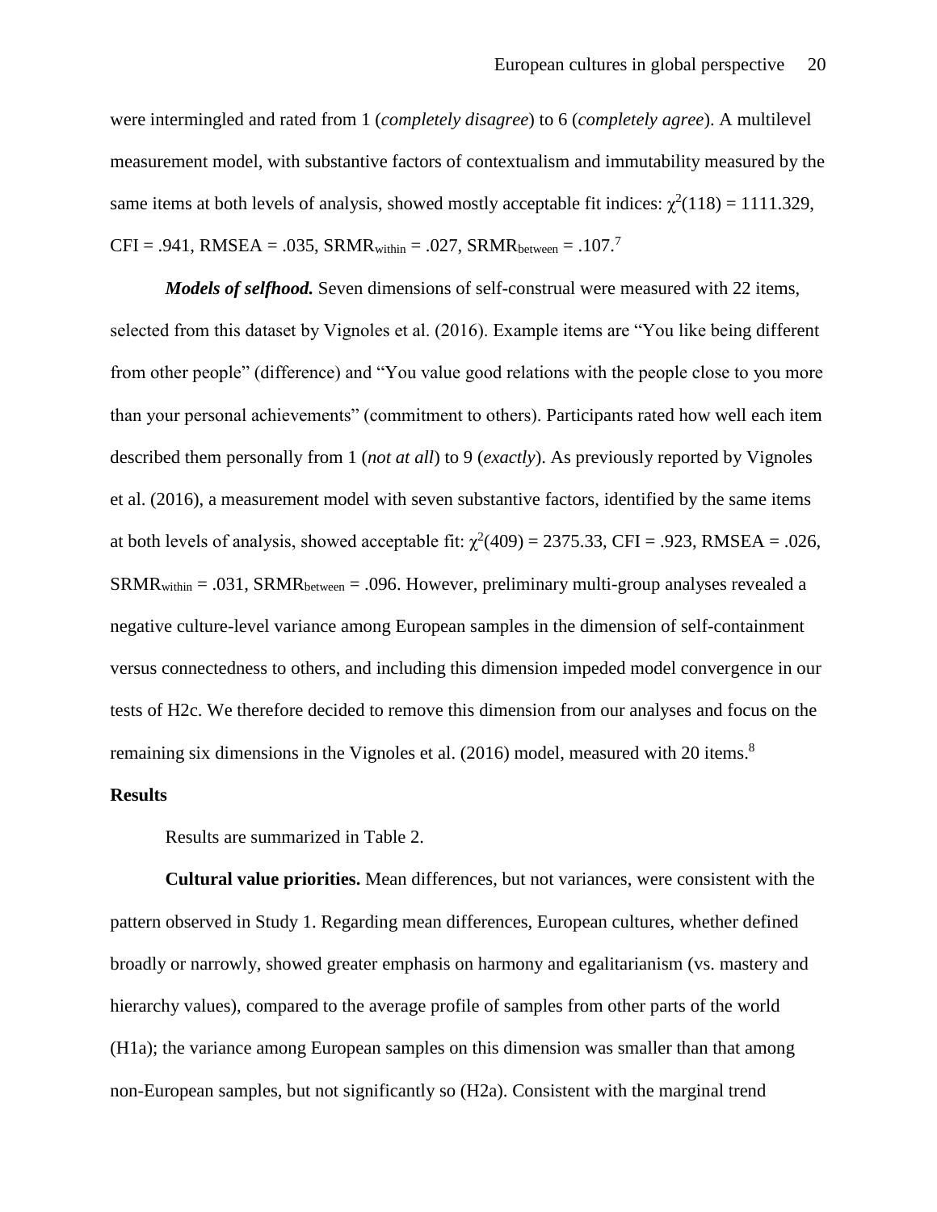were intermingled and rated from 1 (*completely disagree*) to 6 (*completely agree*). A multilevel measurement model, with substantive factors of contextualism and immutability measured by the same items at both levels of analysis, showed mostly acceptable fit indices: $\chi^2(118) = 1111.329$, CFI = .941, RMSEA = .035, $SRMR_{within} = .027$, $SRMR_{between} = .107$.[7]

***Models of selfhood.*** Seven dimensions of self-construal were measured with 22 items, selected from this dataset by Vignoles et al. (2016). Example items are "You like being different from other people" (difference) and "You value good relations with the people close to you more than your personal achievements" (commitment to others). Participants rated how well each item described them personally from 1 (*not at all*) to 9 (*exactly*). As previously reported by Vignoles et al. (2016), a measurement model with seven substantive factors, identified by the same items at both levels of analysis, showed acceptable fit: $\chi^2(409) = 2375.33$, CFI = .923, RMSEA = .026, $SRMR_{within} = .031$, $SRMR_{between} = .096$. However, preliminary multi-group analyses revealed a negative culture-level variance among European samples in the dimension of self-containment versus connectedness to others, and including this dimension impeded model convergence in our tests of H2c. We therefore decided to remove this dimension from our analyses and focus on the remaining six dimensions in the Vignoles et al. (2016) model, measured with 20 items.[8]

**Results**

Results are summarized in Table 2.

**Cultural value priorities.** Mean differences, but not variances, were consistent with the pattern observed in Study 1. Regarding mean differences, European cultures, whether defined broadly or narrowly, showed greater emphasis on harmony and egalitarianism (vs. mastery and hierarchy values), compared to the average profile of samples from other parts of the world (H1a); the variance among European samples on this dimension was smaller than that among non-European samples, but not significantly so (H2a). Consistent with the marginal trend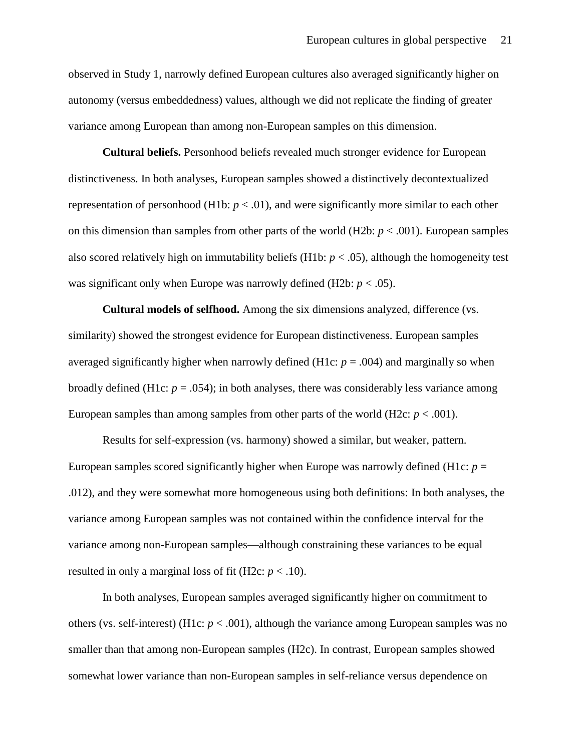observed in Study 1, narrowly defined European cultures also averaged significantly higher on autonomy (versus embeddedness) values, although we did not replicate the finding of greater variance among European than among non-European samples on this dimension.

**Cultural beliefs.** Personhood beliefs revealed much stronger evidence for European distinctiveness. In both analyses, European samples showed a distinctively decontextualized representation of personhood (H1b: $p < .01$), and were significantly more similar to each other on this dimension than samples from other parts of the world (H2b: $p < .001$). European samples also scored relatively high on immutability beliefs (H1b: $p < .05$), although the homogeneity test was significant only when Europe was narrowly defined (H2b: $p < .05$).

**Cultural models of selfhood.** Among the six dimensions analyzed, difference (vs. similarity) showed the strongest evidence for European distinctiveness. European samples averaged significantly higher when narrowly defined (H1c: $p = .004$) and marginally so when broadly defined (H1c: $p = .054$); in both analyses, there was considerably less variance among European samples than among samples from other parts of the world (H2c: $p < .001$).

Results for self-expression (vs. harmony) showed a similar, but weaker, pattern. European samples scored significantly higher when Europe was narrowly defined (H1c: $p = .012$), and they were somewhat more homogeneous using both definitions: In both analyses, the variance among European samples was not contained within the confidence interval for the variance among non-European samples—although constraining these variances to be equal resulted in only a marginal loss of fit (H2c: $p < .10$).

In both analyses, European samples averaged significantly higher on commitment to others (vs. self-interest) (H1c: $p < .001$), although the variance among European samples was no smaller than that among non-European samples (H2c). In contrast, European samples showed somewhat lower variance than non-European samples in self-reliance versus dependence on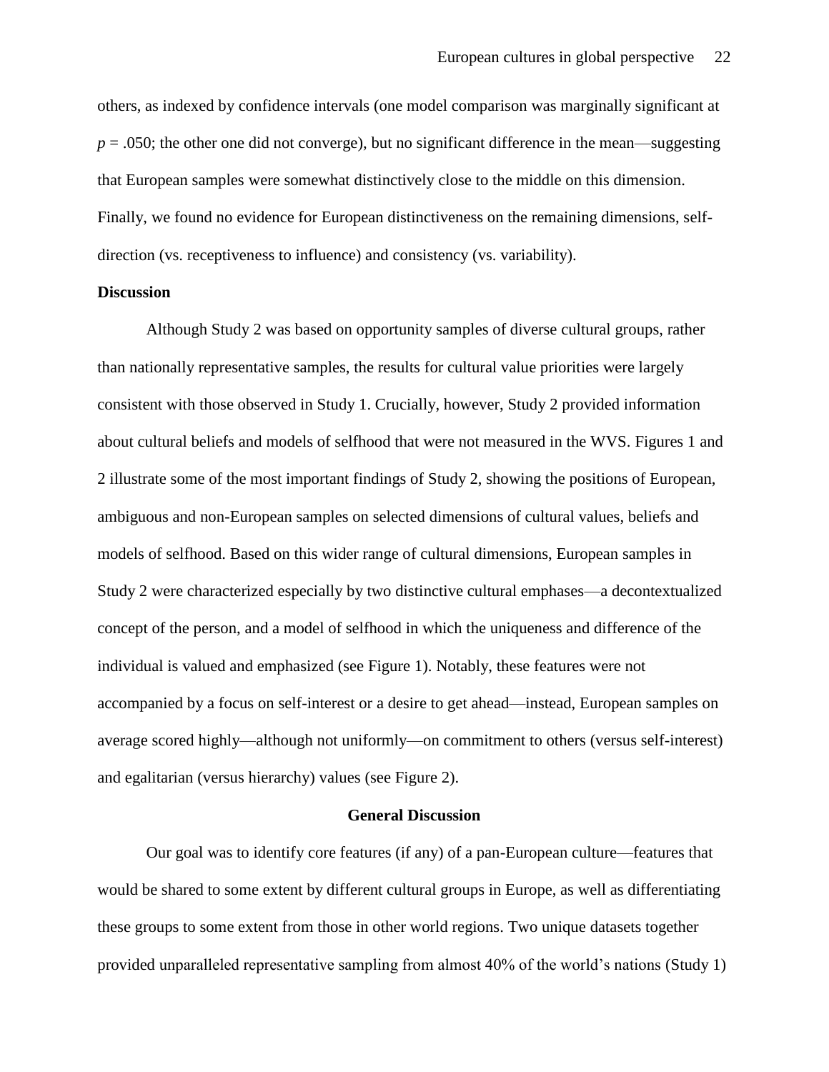others, as indexed by confidence intervals (one model comparison was marginally significant at $p = .050$; the other one did not converge), but no significant difference in the mean—suggesting that European samples were somewhat distinctively close to the middle on this dimension. Finally, we found no evidence for European distinctiveness on the remaining dimensions, self-direction (vs. receptiveness to influence) and consistency (vs. variability).

**Discussion**

Although Study 2 was based on opportunity samples of diverse cultural groups, rather than nationally representative samples, the results for cultural value priorities were largely consistent with those observed in Study 1. Crucially, however, Study 2 provided information about cultural beliefs and models of selfhood that were not measured in the WVS. Figures 1 and 2 illustrate some of the most important findings of Study 2, showing the positions of European, ambiguous and non-European samples on selected dimensions of cultural values, beliefs and models of selfhood. Based on this wider range of cultural dimensions, European samples in Study 2 were characterized especially by two distinctive cultural emphases—a decontextualized concept of the person, and a model of selfhood in which the uniqueness and difference of the individual is valued and emphasized (see Figure 1). Notably, these features were not accompanied by a focus on self-interest or a desire to get ahead—instead, European samples on average scored highly—although not uniformly—on commitment to others (versus self-interest) and egalitarian (versus hierarchy) values (see Figure 2).

## General Discussion

Our goal was to identify core features (if any) of a pan-European culture—features that would be shared to some extent by different cultural groups in Europe, as well as differentiating these groups to some extent from those in other world regions. Two unique datasets together provided unparalleled representative sampling from almost 40% of the world's nations (Study 1)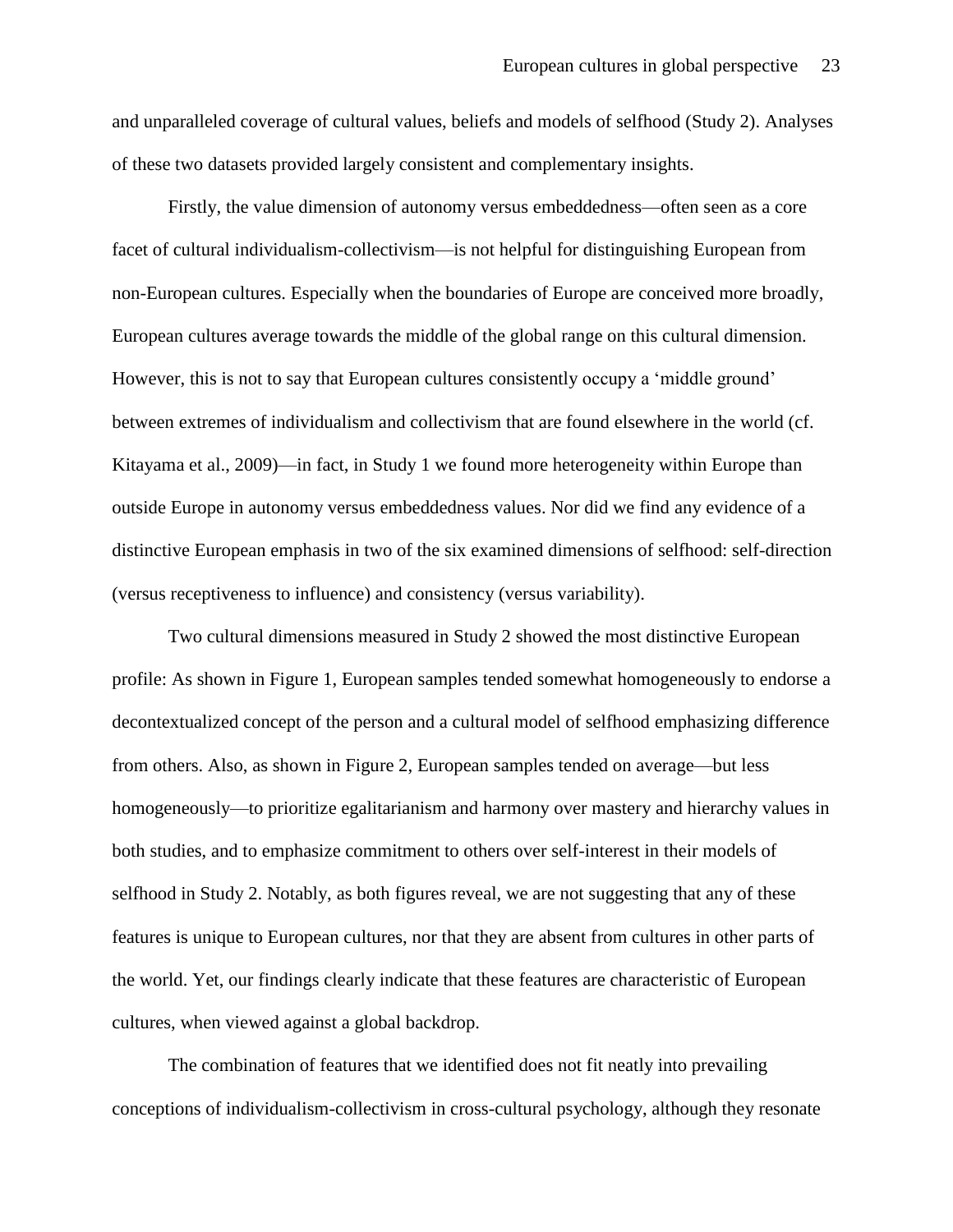and unparalleled coverage of cultural values, beliefs and models of selfhood (Study 2). Analyses of these two datasets provided largely consistent and complementary insights.

Firstly, the value dimension of autonomy versus embeddedness—often seen as a core facet of cultural individualism-collectivism—is not helpful for distinguishing European from non-European cultures. Especially when the boundaries of Europe are conceived more broadly, European cultures average towards the middle of the global range on this cultural dimension. However, this is not to say that European cultures consistently occupy a 'middle ground' between extremes of individualism and collectivism that are found elsewhere in the world (cf. Kitayama et al., 2009)—in fact, in Study 1 we found more heterogeneity within Europe than outside Europe in autonomy versus embeddedness values. Nor did we find any evidence of a distinctive European emphasis in two of the six examined dimensions of selfhood: self-direction (versus receptiveness to influence) and consistency (versus variability).

Two cultural dimensions measured in Study 2 showed the most distinctive European profile: As shown in Figure 1, European samples tended somewhat homogeneously to endorse a decontextualized concept of the person and a cultural model of selfhood emphasizing difference from others. Also, as shown in Figure 2, European samples tended on average—but less homogeneously—to prioritize egalitarianism and harmony over mastery and hierarchy values in both studies, and to emphasize commitment to others over self-interest in their models of selfhood in Study 2. Notably, as both figures reveal, we are not suggesting that any of these features is unique to European cultures, nor that they are absent from cultures in other parts of the world. Yet, our findings clearly indicate that these features are characteristic of European cultures, when viewed against a global backdrop.

The combination of features that we identified does not fit neatly into prevailing conceptions of individualism-collectivism in cross-cultural psychology, although they resonate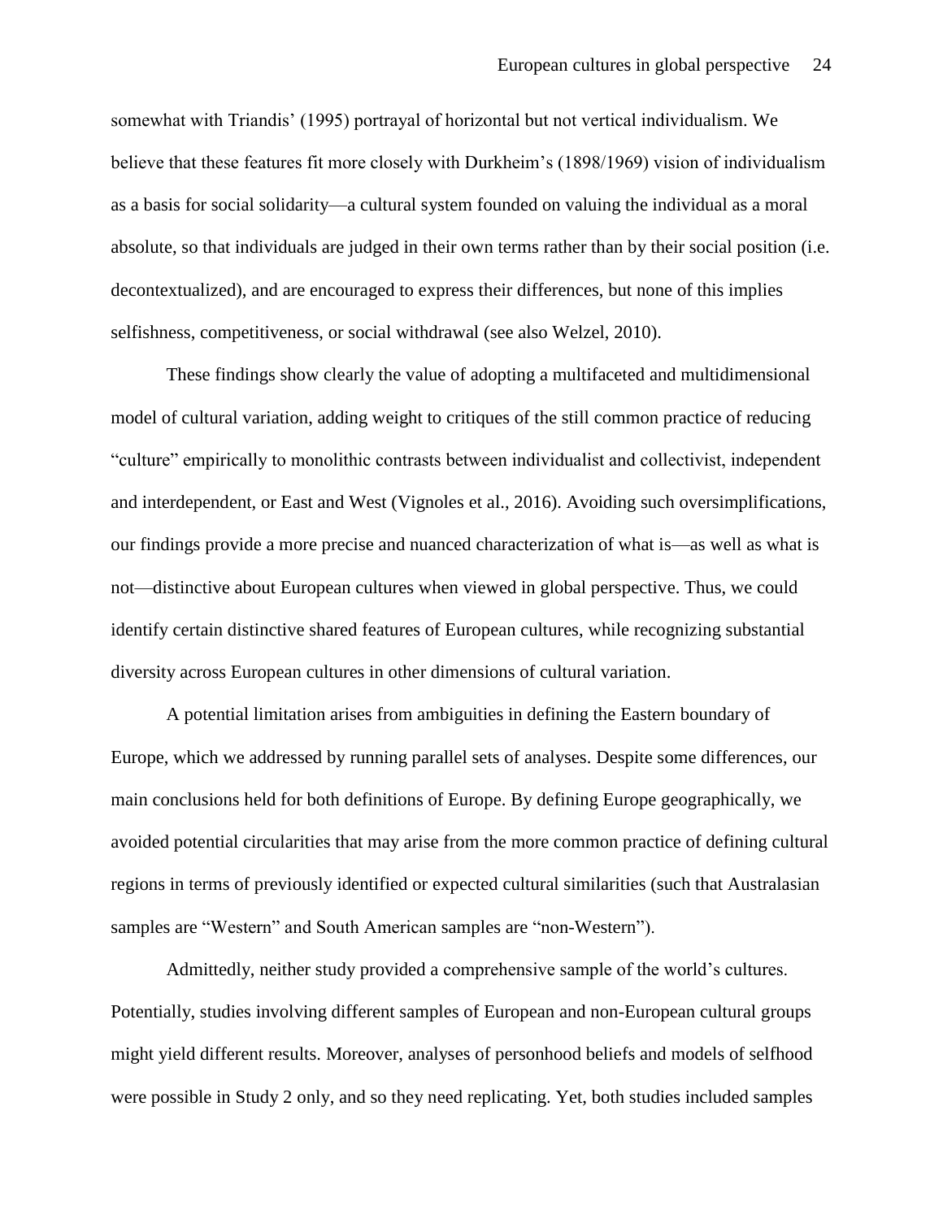somewhat with Triandis' (1995) portrayal of horizontal but not vertical individualism. We believe that these features fit more closely with Durkheim's (1898/1969) vision of individualism as a basis for social solidarity—a cultural system founded on valuing the individual as a moral absolute, so that individuals are judged in their own terms rather than by their social position (i.e. decontextualized), and are encouraged to express their differences, but none of this implies selfishness, competitiveness, or social withdrawal (see also Welzel, 2010).

These findings show clearly the value of adopting a multifaceted and multidimensional model of cultural variation, adding weight to critiques of the still common practice of reducing "culture" empirically to monolithic contrasts between individualist and collectivist, independent and interdependent, or East and West (Vignoles et al., 2016). Avoiding such oversimplifications, our findings provide a more precise and nuanced characterization of what is—as well as what is not—distinctive about European cultures when viewed in global perspective. Thus, we could identify certain distinctive shared features of European cultures, while recognizing substantial diversity across European cultures in other dimensions of cultural variation.

A potential limitation arises from ambiguities in defining the Eastern boundary of Europe, which we addressed by running parallel sets of analyses. Despite some differences, our main conclusions held for both definitions of Europe. By defining Europe geographically, we avoided potential circularities that may arise from the more common practice of defining cultural regions in terms of previously identified or expected cultural similarities (such that Australasian samples are "Western" and South American samples are "non-Western").

Admittedly, neither study provided a comprehensive sample of the world's cultures. Potentially, studies involving different samples of European and non-European cultural groups might yield different results. Moreover, analyses of personhood beliefs and models of selfhood were possible in Study 2 only, and so they need replicating. Yet, both studies included samples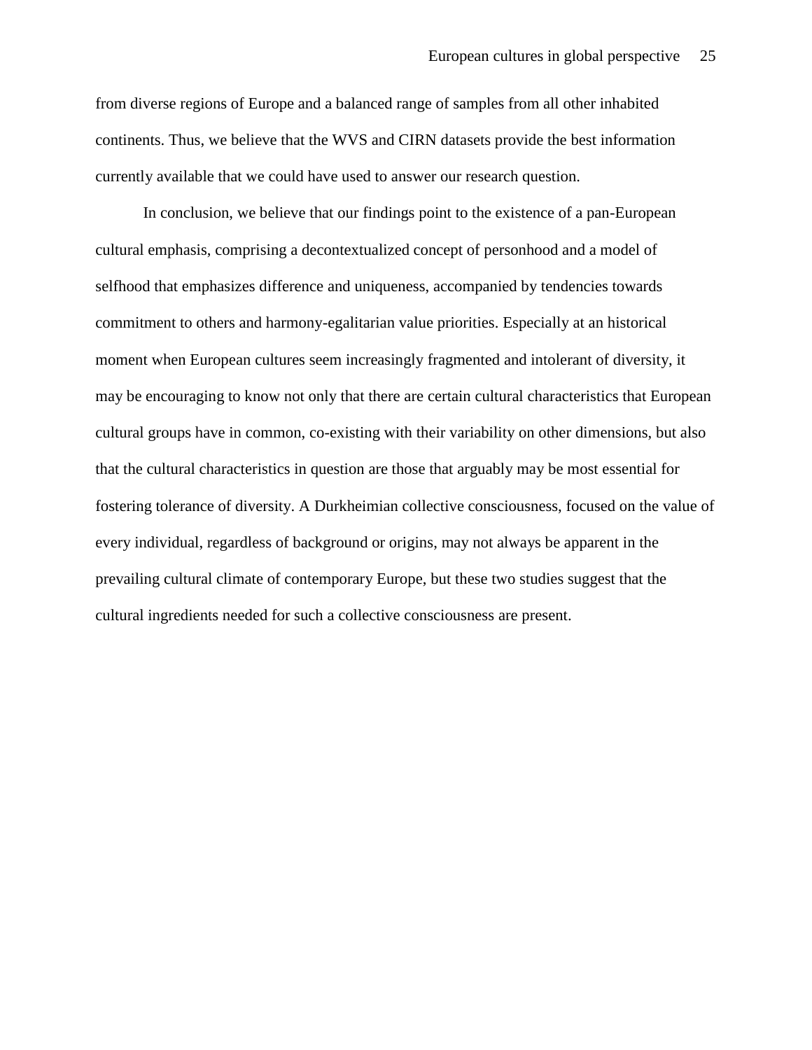from diverse regions of Europe and a balanced range of samples from all other inhabited continents. Thus, we believe that the WVS and CIRN datasets provide the best information currently available that we could have used to answer our research question.

In conclusion, we believe that our findings point to the existence of a pan-European cultural emphasis, comprising a decontextualized concept of personhood and a model of selfhood that emphasizes difference and uniqueness, accompanied by tendencies towards commitment to others and harmony-egalitarian value priorities. Especially at an historical moment when European cultures seem increasingly fragmented and intolerant of diversity, it may be encouraging to know not only that there are certain cultural characteristics that European cultural groups have in common, co-existing with their variability on other dimensions, but also that the cultural characteristics in question are those that arguably may be most essential for fostering tolerance of diversity. A Durkheimian collective consciousness, focused on the value of every individual, regardless of background or origins, may not always be apparent in the prevailing cultural climate of contemporary Europe, but these two studies suggest that the cultural ingredients needed for such a collective consciousness are present.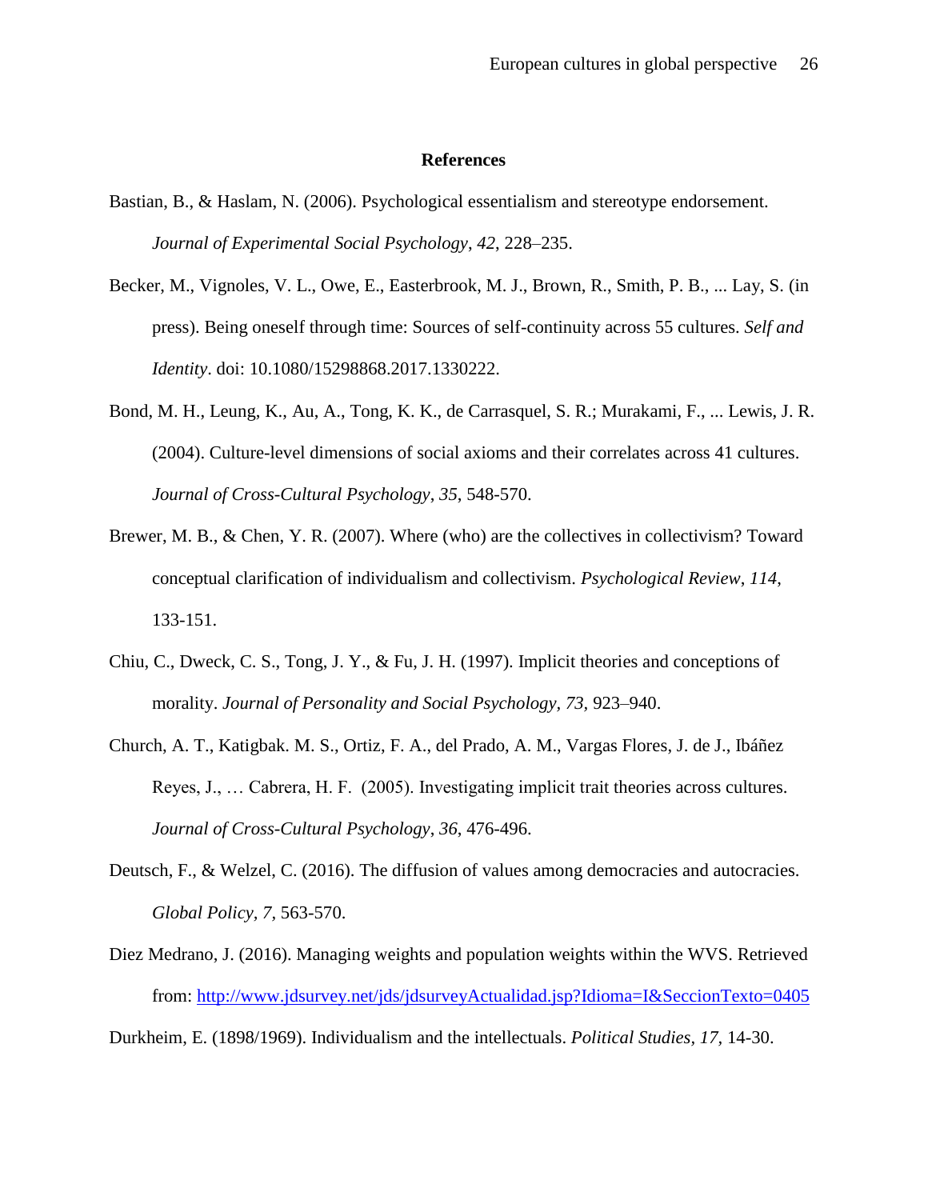# References

Bastian, B., & Haslam, N. (2006). Psychological essentialism and stereotype endorsement. *Journal of Experimental Social Psychology*, *42*, 228–235.

Becker, M., Vignoles, V. L., Owe, E., Easterbrook, M. J., Brown, R., Smith, P. B., ... Lay, S. (in press). Being oneself through time: Sources of self-continuity across 55 cultures. *Self and Identity*. doi: 10.1080/15298868.2017.1330222.

Bond, M. H., Leung, K., Au, A., Tong, K. K., de Carrasquel, S. R.; Murakami, F., ... Lewis, J. R. (2004). Culture-level dimensions of social axioms and their correlates across 41 cultures. *Journal of Cross-Cultural Psychology*, *35*, 548-570.

Brewer, M. B., & Chen, Y. R. (2007). Where (who) are the collectives in collectivism? Toward conceptual clarification of individualism and collectivism. *Psychological Review*, *114*, 133-151.

Chiu, C., Dweck, C. S., Tong, J. Y., & Fu, J. H. (1997). Implicit theories and conceptions of morality. *Journal of Personality and Social Psychology, 73,* 923–940.

Church, A. T., Katigbak. M. S., Ortiz, F. A., del Prado, A. M., Vargas Flores, J. de J., Ibáñez Reyes, J., … Cabrera, H. F. (2005). Investigating implicit trait theories across cultures. *Journal of Cross-Cultural Psychology*, *36*, 476-496.

Deutsch, F., & Welzel, C. (2016). The diffusion of values among democracies and autocracies. *Global Policy*, *7*, 563-570.

Diez Medrano, J. (2016). Managing weights and population weights within the WVS. Retrieved from: http://www.jdsurvey.net/jds/jdsurveyActualidad.jsp?Idioma=I&SeccionTexto=0405

Durkheim, E. (1898/1969). Individualism and the intellectuals. *Political Studies*, *17*, 14-30.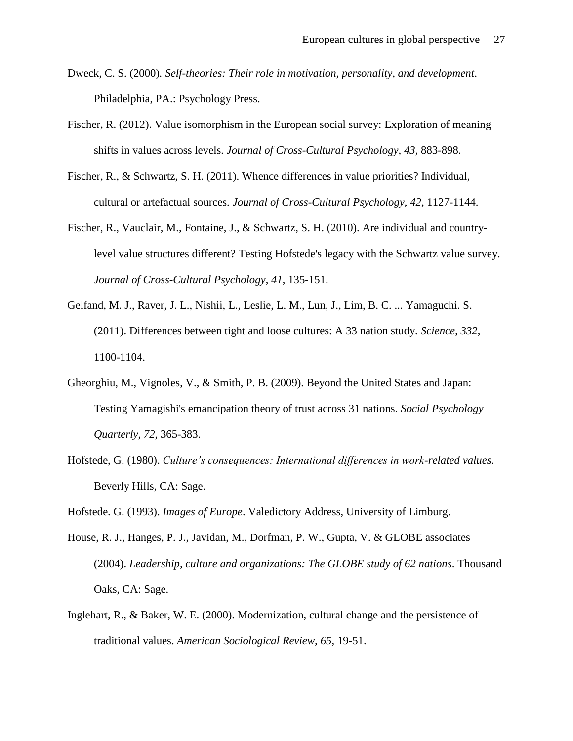Dweck, C. S. (2000). *Self-theories: Their role in motivation, personality, and development*. Philadelphia, PA.: Psychology Press.

Fischer, R. (2012). Value isomorphism in the European social survey: Exploration of meaning shifts in values across levels. *Journal of Cross-Cultural Psychology, 43,* 883-898.

Fischer, R., & Schwartz, S. H. (2011). Whence differences in value priorities? Individual, cultural or artefactual sources. *Journal of Cross-Cultural Psychology*, *42*, 1127-1144.

Fischer, R., Vauclair, M., Fontaine, J., & Schwartz, S. H. (2010). Are individual and country-level value structures different? Testing Hofstede's legacy with the Schwartz value survey. *Journal of Cross-Cultural Psychology*, *41*, 135-151.

Gelfand, M. J., Raver, J. L., Nishii, L., Leslie, L. M., Lun, J., Lim, B. C. ... Yamaguchi. S. (2011). Differences between tight and loose cultures: A 33 nation study. *Science, 332*, 1100-1104.

Gheorghiu, M., Vignoles, V., & Smith, P. B. (2009). Beyond the United States and Japan: Testing Yamagishi's emancipation theory of trust across 31 nations. *Social Psychology Quarterly*, *72*, 365-383.

Hofstede, G. (1980). *Culture's consequences: International differences in work-related values*. Beverly Hills, CA: Sage.

Hofstede. G. (1993). *Images of Europe*. Valedictory Address, University of Limburg.

House, R. J., Hanges, P. J., Javidan, M., Dorfman, P. W., Gupta, V. & GLOBE associates (2004). *Leadership, culture and organizations: The GLOBE study of 62 nations*. Thousand Oaks, CA: Sage.

Inglehart, R., & Baker, W. E. (2000). Modernization, cultural change and the persistence of traditional values. *American Sociological Review, 65,* 19-51.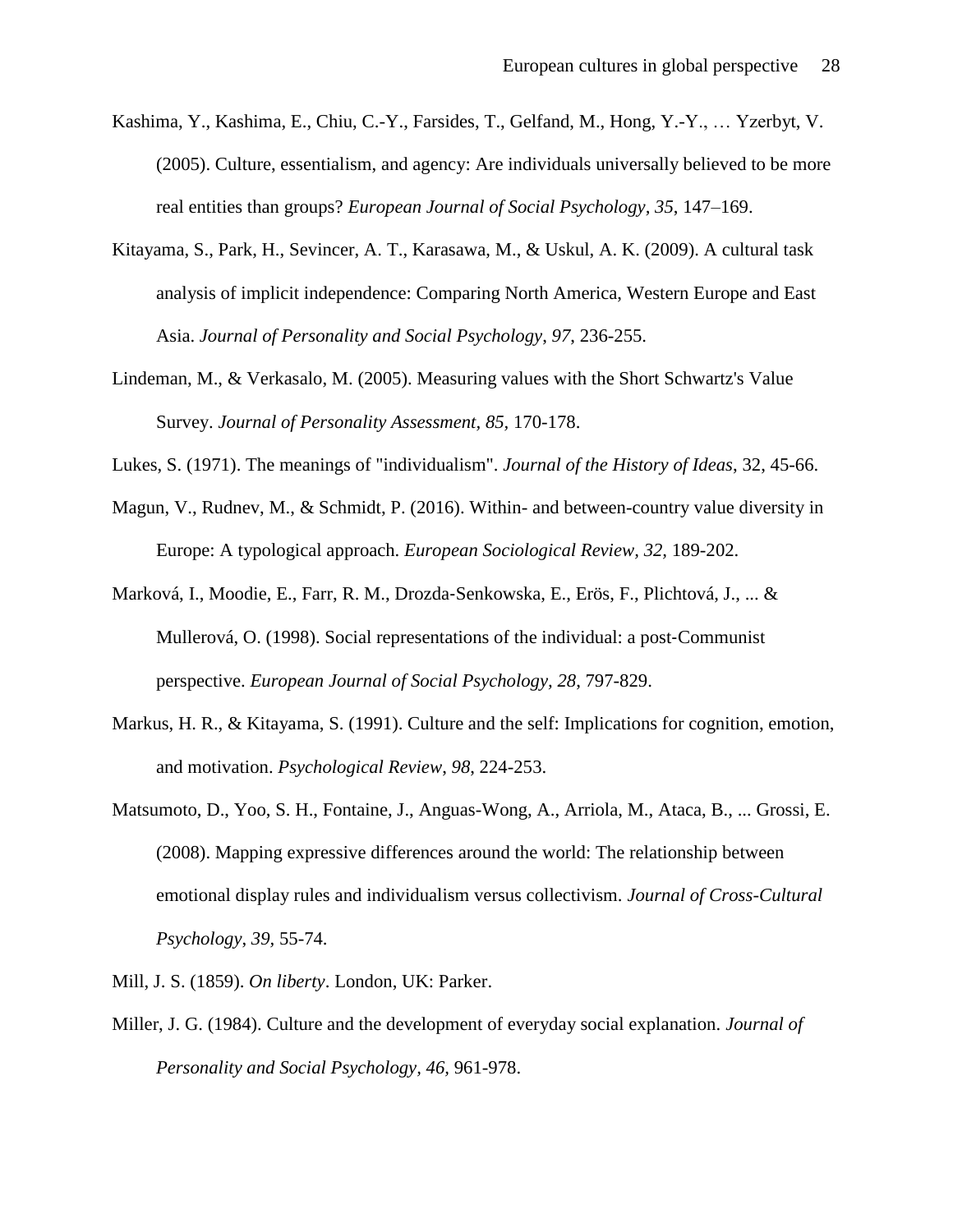Kashima, Y., Kashima, E., Chiu, C.-Y., Farsides, T., Gelfand, M., Hong, Y.-Y., … Yzerbyt, V. (2005). Culture, essentialism, and agency: Are individuals universally believed to be more real entities than groups? *European Journal of Social Psychology, 35*, 147–169.

Kitayama, S., Park, H., Sevincer, A. T., Karasawa, M., & Uskul, A. K. (2009). A cultural task analysis of implicit independence: Comparing North America, Western Europe and East Asia. *Journal of Personality and Social Psychology*, *97*, 236-255.

Lindeman, M., & Verkasalo, M. (2005). Measuring values with the Short Schwartz's Value Survey. *Journal of Personality Assessment, 85,* 170-178.

Lukes, S. (1971). The meanings of "individualism". *Journal of the History of Ideas*, 32, 45-66.

Magun, V., Rudnev, M., & Schmidt, P. (2016). Within- and between-country value diversity in Europe: A typological approach. *European Sociological Review, 32,* 189-202.

Marková, I., Moodie, E., Farr, R. M., Drozda-Senkowska, E., Erös, F., Plichtová, J., ... & Mullerová, O. (1998). Social representations of the individual: a post-Communist perspective. *European Journal of Social Psychology, 28*, 797-829.

Markus, H. R., & Kitayama, S. (1991). Culture and the self: Implications for cognition, emotion, and motivation. *Psychological Review*, *98*, 224-253.

Matsumoto, D., Yoo, S. H., Fontaine, J., Anguas-Wong, A., Arriola, M., Ataca, B., ... Grossi, E. (2008). Mapping expressive differences around the world: The relationship between emotional display rules and individualism versus collectivism. *Journal of Cross-Cultural Psychology*, *39*, 55-74.

Mill, J. S. (1859). *On liberty*. London, UK: Parker.

Miller, J. G. (1984). Culture and the development of everyday social explanation. *Journal of Personality and Social Psychology, 46,* 961-978.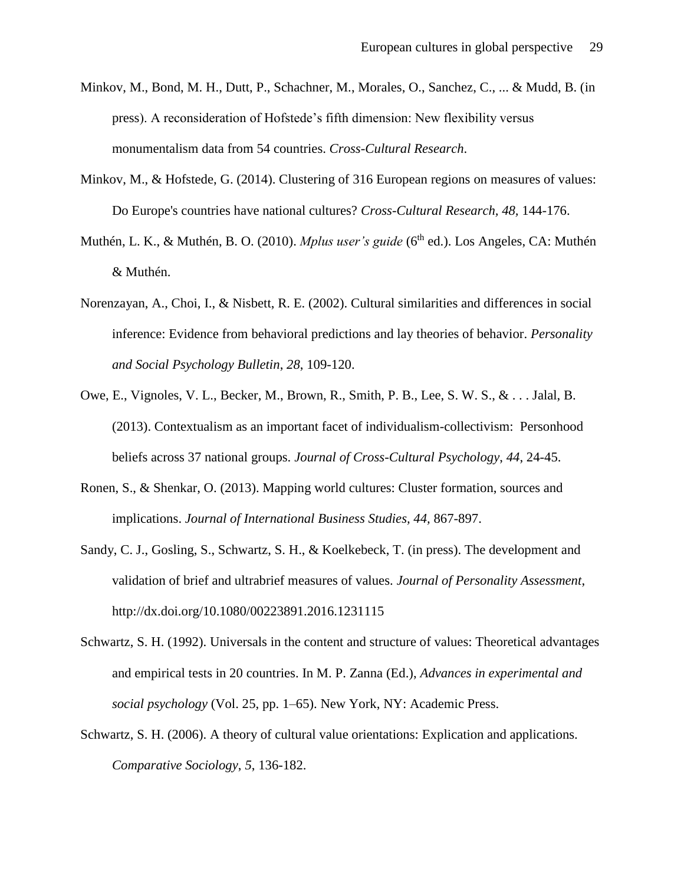Minkov, M., Bond, M. H., Dutt, P., Schachner, M., Morales, O., Sanchez, C., ... & Mudd, B. (in press). A reconsideration of Hofstede's fifth dimension: New flexibility versus monumentalism data from 54 countries. *Cross-Cultural Research.*

Minkov, M., & Hofstede, G. (2014). Clustering of 316 European regions on measures of values: Do Europe's countries have national cultures? *Cross-Cultural Research, 48,* 144-176.

Muthén, L. K., & Muthén, B. O. (2010). *Mplus user's guide* (6th ed.). Los Angeles, CA: Muthén & Muthén.

Norenzayan, A., Choi, I., & Nisbett, R. E. (2002). Cultural similarities and differences in social inference: Evidence from behavioral predictions and lay theories of behavior. *Personality and Social Psychology Bulletin, 28*, 109-120.

Owe, E., Vignoles, V. L., Becker, M., Brown, R., Smith, P. B., Lee, S. W. S., & . . . Jalal, B. (2013). Contextualism as an important facet of individualism-collectivism: Personhood beliefs across 37 national groups. *Journal of Cross-Cultural Psychology, 44*, 24-45.

Ronen, S., & Shenkar, O. (2013). Mapping world cultures: Cluster formation, sources and implications. *Journal of International Business Studies, 44,* 867-897.

Sandy, C. J., Gosling, S., Schwartz, S. H., & Koelkebeck, T. (in press). The development and validation of brief and ultrabrief measures of values. *Journal of Personality Assessment*, http://dx.doi.org/10.1080/00223891.2016.1231115

Schwartz, S. H. (1992). Universals in the content and structure of values: Theoretical advantages and empirical tests in 20 countries. In M. P. Zanna (Ed.), *Advances in experimental and social psychology* (Vol. 25, pp. 1–65). New York, NY: Academic Press.

Schwartz, S. H. (2006). A theory of cultural value orientations: Explication and applications. *Comparative Sociology*, *5*, 136-182.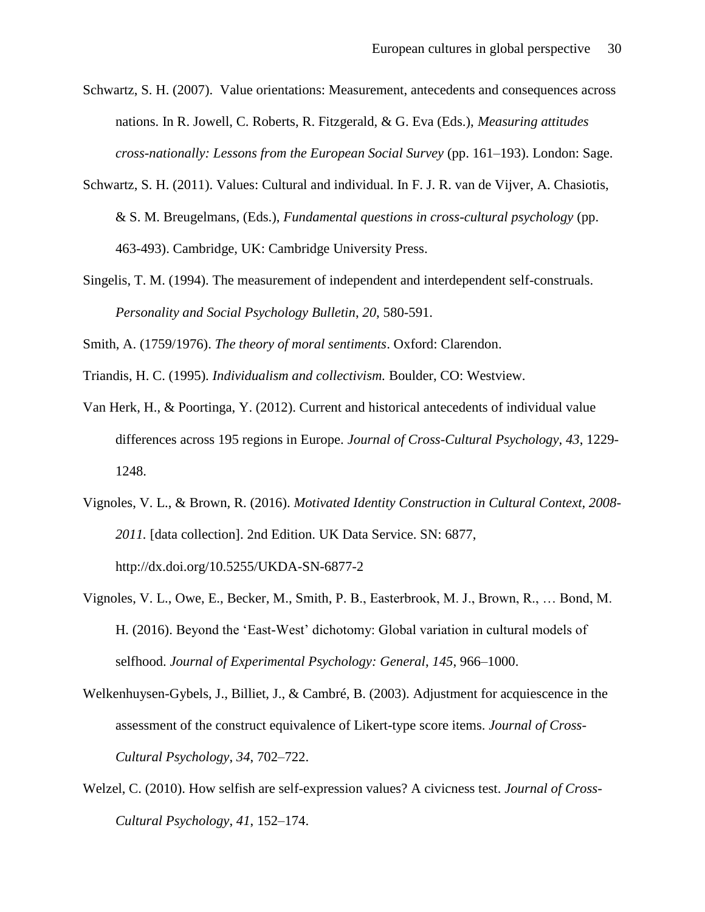Schwartz, S. H. (2007). Value orientations: Measurement, antecedents and consequences across nations. In R. Jowell, C. Roberts, R. Fitzgerald, & G. Eva (Eds.), *Measuring attitudes cross-nationally: Lessons from the European Social Survey* (pp. 161–193). London: Sage.

Schwartz, S. H. (2011). Values: Cultural and individual. In F. J. R. van de Vijver, A. Chasiotis, & S. M. Breugelmans, (Eds.), *Fundamental questions in cross-cultural psychology* (pp. 463-493). Cambridge, UK: Cambridge University Press.

Singelis, T. M. (1994). The measurement of independent and interdependent self-construals. *Personality and Social Psychology Bulletin*, *20*, 580-591.

Smith, A. (1759/1976). *The theory of moral sentiments*. Oxford: Clarendon.

Triandis, H. C. (1995). *Individualism and collectivism.* Boulder, CO: Westview.

Van Herk, H., & Poortinga, Y. (2012). Current and historical antecedents of individual value differences across 195 regions in Europe. *Journal of Cross-Cultural Psychology*, *43*, 1229-1248.

Vignoles, V. L., & Brown, R. (2016). *Motivated Identity Construction in Cultural Context, 2008-2011.* [data collection]. 2nd Edition. UK Data Service. SN: 6877, http://dx.doi.org/10.5255/UKDA-SN-6877-2

Vignoles, V. L., Owe, E., Becker, M., Smith, P. B., Easterbrook, M. J., Brown, R., … Bond, M. H. (2016). Beyond the 'East-West' dichotomy: Global variation in cultural models of selfhood. *Journal of Experimental Psychology: General*, *145*, 966–1000.

Welkenhuysen-Gybels, J., Billiet, J., & Cambré, B. (2003). Adjustment for acquiescence in the assessment of the construct equivalence of Likert-type score items. *Journal of Cross-Cultural Psychology*, *34*, 702–722.

Welzel, C. (2010). How selfish are self-expression values? A civicness test. *Journal of Cross-Cultural Psychology*, *41*, 152–174.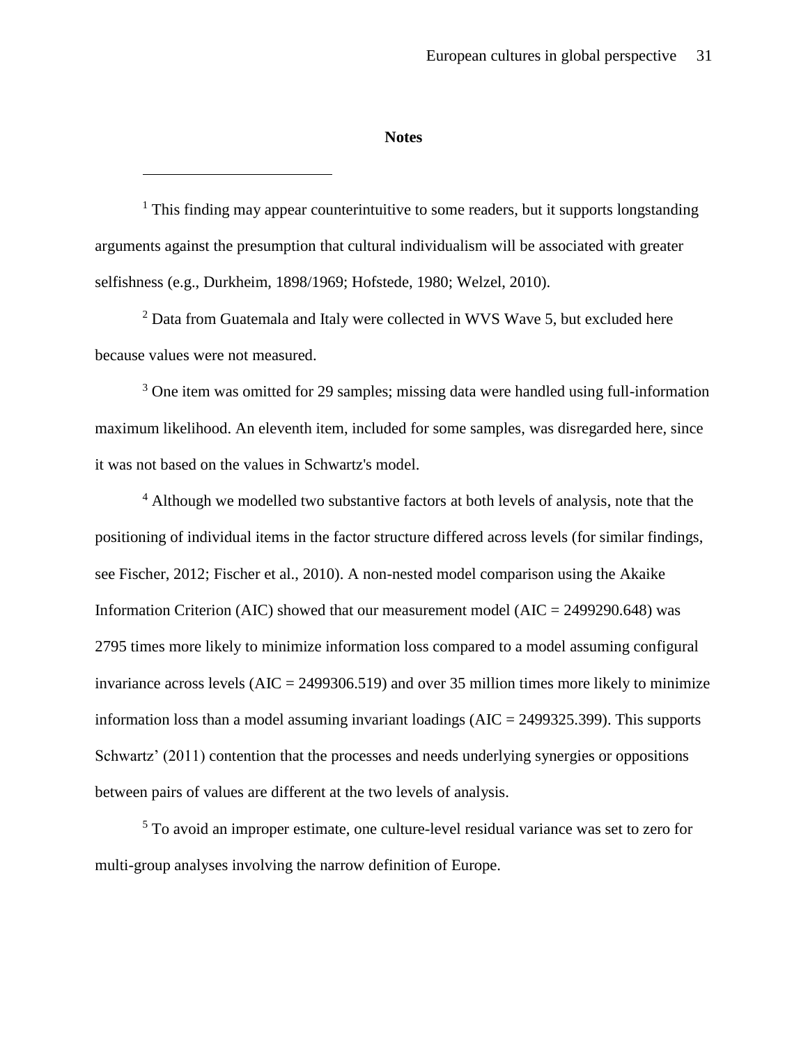## Notes

[1] This finding may appear counterintuitive to some readers, but it supports longstanding arguments against the presumption that cultural individualism will be associated with greater selfishness (e.g., Durkheim, 1898/1969; Hofstede, 1980; Welzel, 2010).

[2] Data from Guatemala and Italy were collected in WVS Wave 5, but excluded here because values were not measured.

[3] One item was omitted for 29 samples; missing data were handled using full-information maximum likelihood. An eleventh item, included for some samples, was disregarded here, since it was not based on the values in Schwartz's model.

[4] Although we modelled two substantive factors at both levels of analysis, note that the positioning of individual items in the factor structure differed across levels (for similar findings, see Fischer, 2012; Fischer et al., 2010). A non-nested model comparison using the Akaike Information Criterion (AIC) showed that our measurement model (AIC = 2499290.648) was 2795 times more likely to minimize information loss compared to a model assuming configural invariance across levels (AIC = 2499306.519) and over 35 million times more likely to minimize information loss than a model assuming invariant loadings (AIC = 2499325.399). This supports Schwartz' (2011) contention that the processes and needs underlying synergies or oppositions between pairs of values are different at the two levels of analysis.

[5] To avoid an improper estimate, one culture-level residual variance was set to zero for multi-group analyses involving the narrow definition of Europe.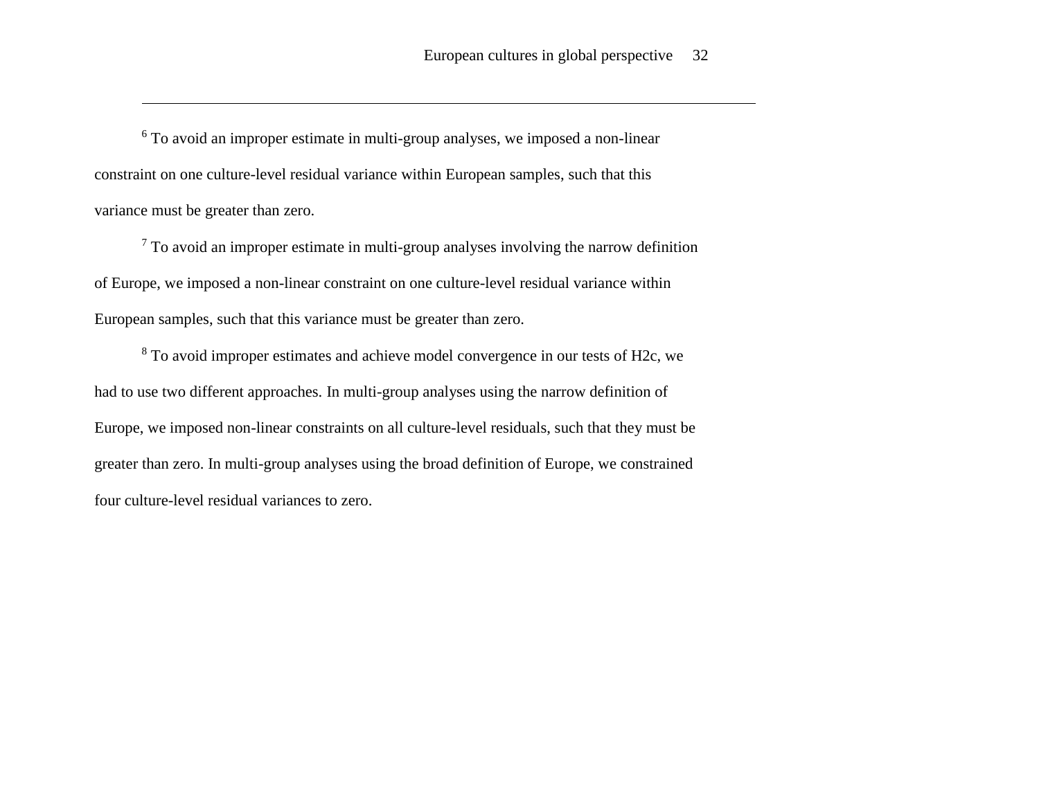[6] To avoid an improper estimate in multi-group analyses, we imposed a non-linear constraint on one culture-level residual variance within European samples, such that this variance must be greater than zero.

[7] To avoid an improper estimate in multi-group analyses involving the narrow definition of Europe, we imposed a non-linear constraint on one culture-level residual variance within European samples, such that this variance must be greater than zero.

[8] To avoid improper estimates and achieve model convergence in our tests of H2c, we had to use two different approaches. In multi-group analyses using the narrow definition of Europe, we imposed non-linear constraints on all culture-level residuals, such that they must be greater than zero. In multi-group analyses using the broad definition of Europe, we constrained four culture-level residual variances to zero.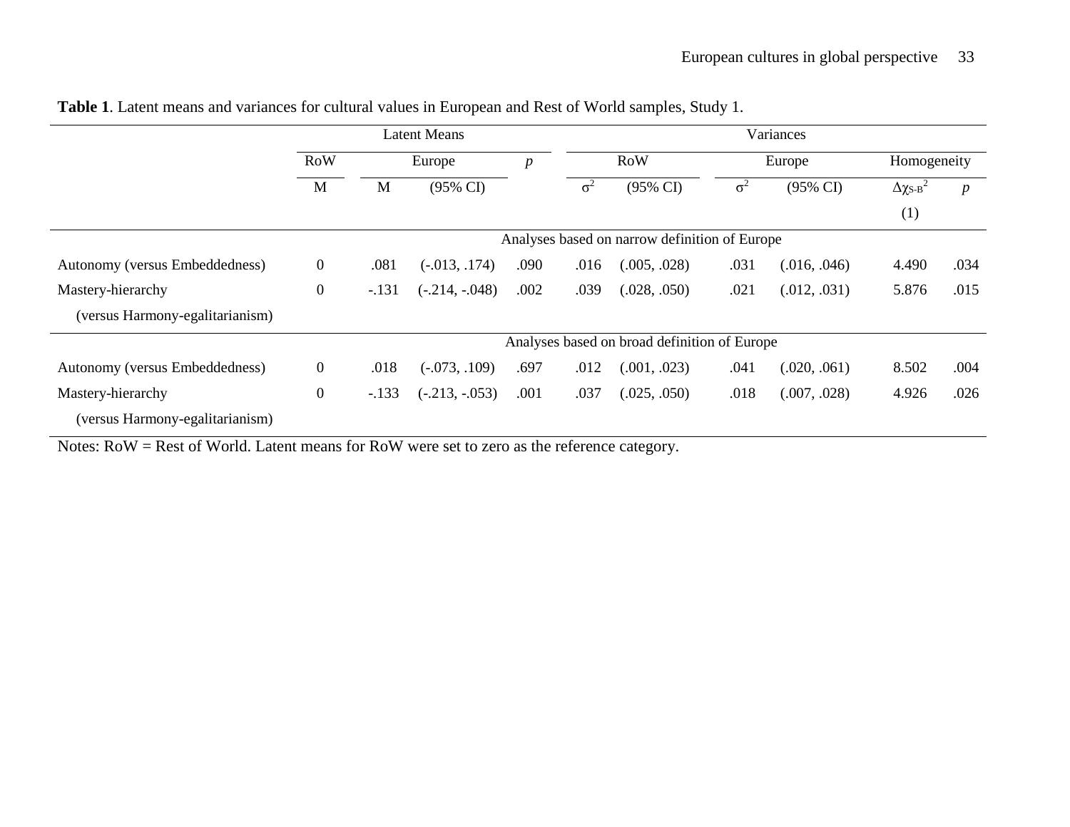**Table 1**. Latent means and variances for cultural values in European and Rest of World samples, Study 1.

| | Latent Means | | | | Variances | | | | | |
|---|---|---|---|---|---|---|---|---|---|---|
| | RoW | Europe | | *p* | RoW | | Europe | | Homogeneity | |
| | M | M | (95% CI) | | $\sigma^2$ | (95% CI) | $\sigma^2$ | (95% CI) | $\Delta\chi_{S\text{-}B}^2$ (1) | *p* |
| **Analyses based on narrow definition of Europe** | | | | | | | | | | |
| Autonomy (versus Embeddedness) | 0 | .081 | (-.013, .174) | .090 | .016 | (.005, .028) | .031 | (.016, .046) | 4.490 | .034 |
| Mastery-hierarchy (versus Harmony-egalitarianism) | 0 | -.131 | (-.214, -.048) | .002 | .039 | (.028, .050) | .021 | (.012, .031) | 5.876 | .015 |
| **Analyses based on broad definition of Europe** | | | | | | | | | | |
| Autonomy (versus Embeddedness) | 0 | .018 | (-.073, .109) | .697 | .012 | (.001, .023) | .041 | (.020, .061) | 8.502 | .004 |
| Mastery-hierarchy (versus Harmony-egalitarianism) | 0 | -.133 | (-.213, -.053) | .001 | .037 | (.025, .050) | .018 | (.007, .028) | 4.926 | .026 |

Notes: RoW = Rest of World. Latent means for RoW were set to zero as the reference category.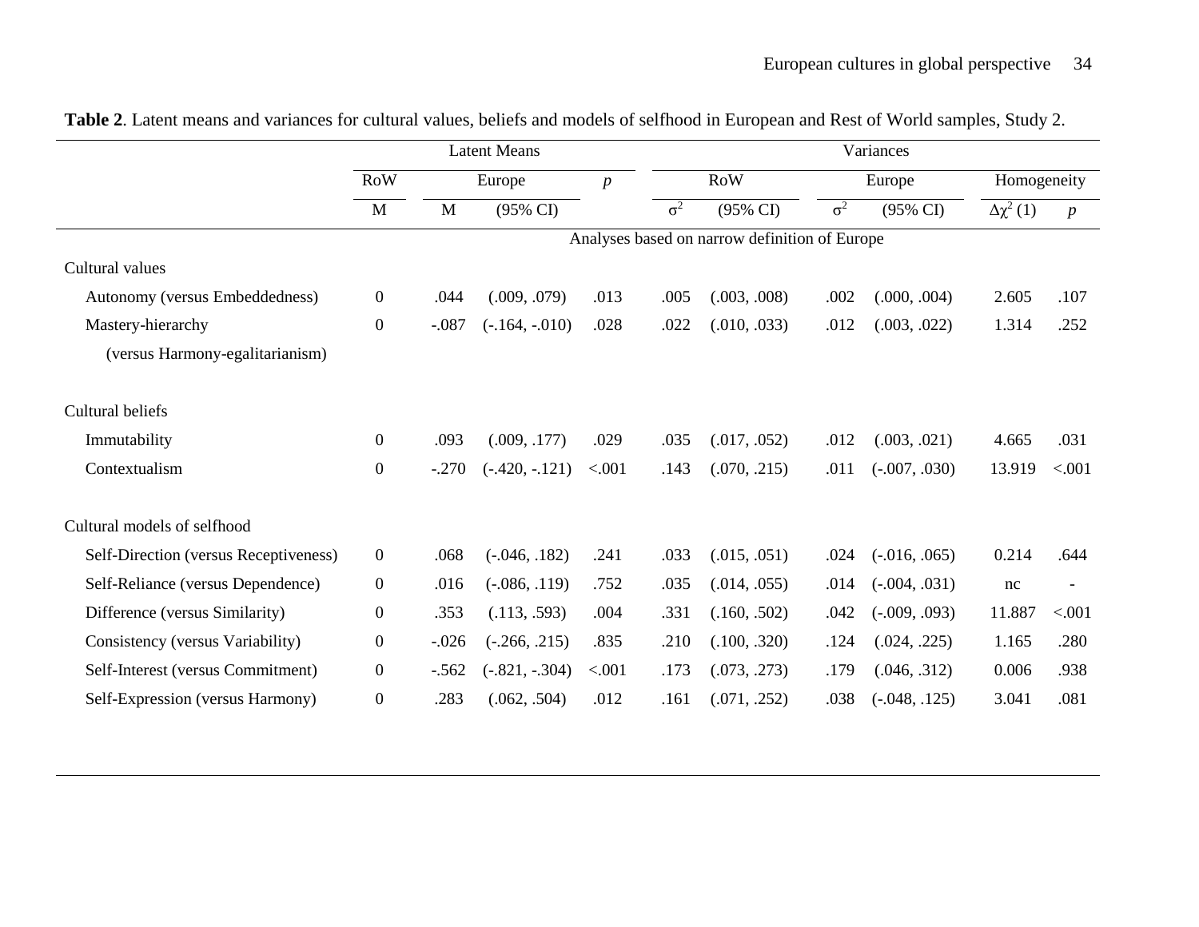**Table 2**. Latent means and variances for cultural values, beliefs and models of selfhood in European and Rest of World samples, Study 2.

| | Latent Means | | | | Variances | | | | | |
|---|---|---|---|---|---|---|---|---|---|---|
| | RoW | Europe | | $p$ | RoW | | Europe | | Homogeneity | |
| | M | M | (95% CI) | | $\sigma^2$ | (95% CI) | $\sigma^2$ | (95% CI) | $\Delta\chi^2$ (1) | $p$ |
| | Analyses based on narrow definition of Europe | | | | | | | | | |
| Cultural values | | | | | | | | | | |
| Autonomy (versus Embeddedness) | 0 | .044 | (.009, .079) | .013 | .005 | (.003, .008) | .002 | (.000, .004) | 2.605 | .107 |
| Mastery-hierarchy (versus Harmony-egalitarianism) | 0 | -.087 | (-.164, -.010) | .028 | .022 | (.010, .033) | .012 | (.003, .022) | 1.314 | .252 |
| Cultural beliefs | | | | | | | | | | |
| Immutability | 0 | .093 | (.009, .177) | .029 | .035 | (.017, .052) | .012 | (.003, .021) | 4.665 | .031 |
| Contextualism | 0 | -.270 | (-.420, -.121) | <.001 | .143 | (.070, .215) | .011 | (-.007, .030) | 13.919 | <.001 |
| Cultural models of selfhood | | | | | | | | | | |
| Self-Direction (versus Receptiveness) | 0 | .068 | (-.046, .182) | .241 | .033 | (.015, .051) | .024 | (-.016, .065) | 0.214 | .644 |
| Self-Reliance (versus Dependence) | 0 | .016 | (-.086, .119) | .752 | .035 | (.014, .055) | .014 | (-.004, .031) | nc | - |
| Difference (versus Similarity) | 0 | .353 | (.113, .593) | .004 | .331 | (.160, .502) | .042 | (-.009, .093) | 11.887 | <.001 |
| Consistency (versus Variability) | 0 | -.026 | (-.266, .215) | .835 | .210 | (.100, .320) | .124 | (.024, .225) | 1.165 | .280 |
| Self-Interest (versus Commitment) | 0 | -.562 | (-.821, -.304) | <.001 | .173 | (.073, .273) | .179 | (.046, .312) | 0.006 | .938 |
| Self-Expression (versus Harmony) | 0 | .283 | (.062, .504) | .012 | .161 | (.071, .252) | .038 | (-.048, .125) | 3.041 | .081 |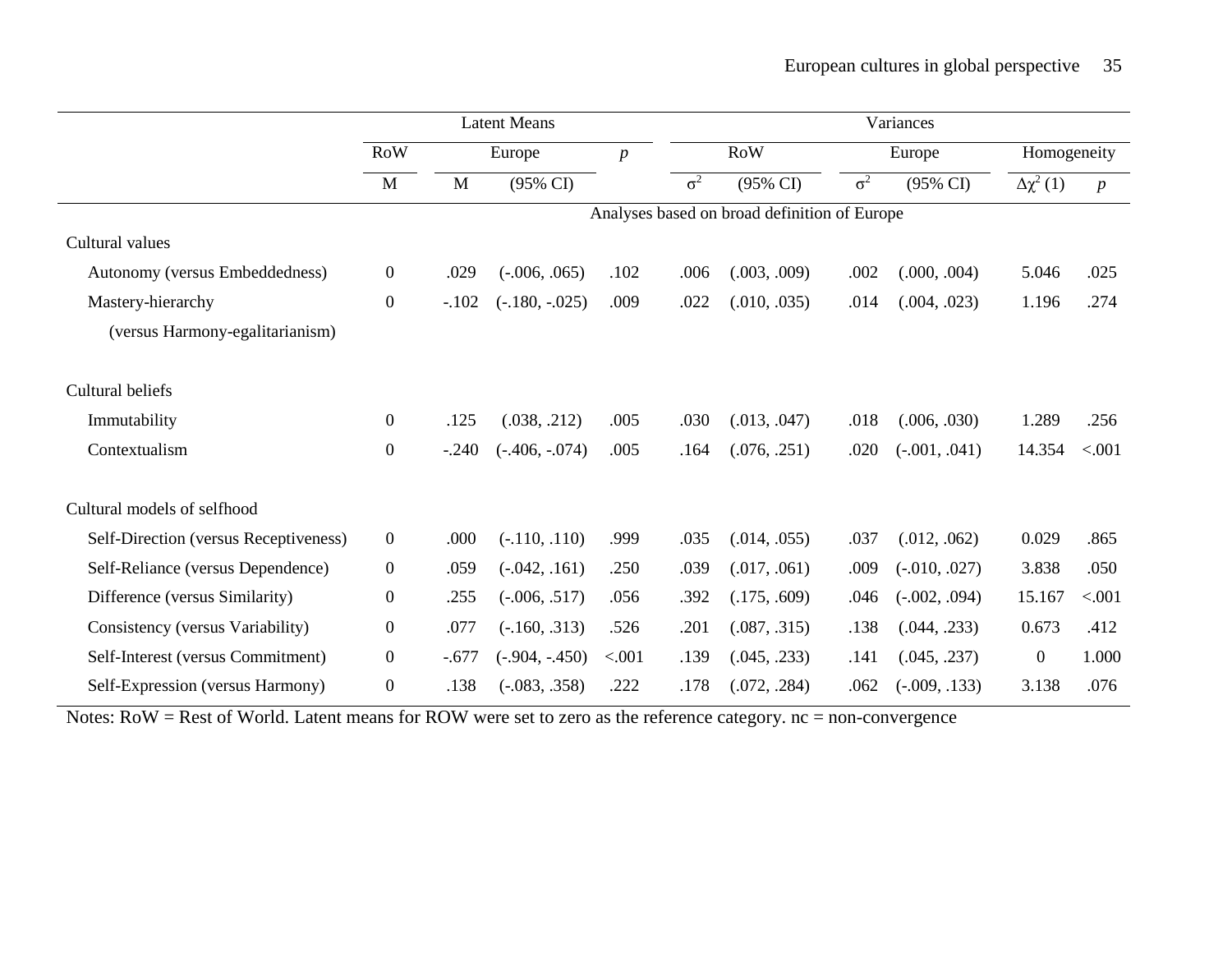| | Latent Means | | | | Variances | | | | | |
|---|---|---|---|---|---|---|---|---|---|---|
| | RoW | Europe | | *p* | RoW | | Europe | | Homogeneity | |
| | M | M | (95% CI) | | $\sigma^2$ | (95% CI) | $\sigma^2$ | (95% CI) | $\Delta\chi^2$ (1) | *p* |
| | Analyses based on broad definition of Europe | | | | | | | | | |
| Cultural values | | | | | | | | | | |
| Autonomy (versus Embeddedness) | 0 | .029 | (-.006, .065) | .102 | .006 | (.003, .009) | .002 | (.000, .004) | 5.046 | .025 |
| Mastery-hierarchy (versus Harmony-egalitarianism) | 0 | -.102 | (-.180, -.025) | .009 | .022 | (.010, .035) | .014 | (.004, .023) | 1.196 | .274 |
| Cultural beliefs | | | | | | | | | | |
| Immutability | 0 | .125 | (.038, .212) | .005 | .030 | (.013, .047) | .018 | (.006, .030) | 1.289 | .256 |
| Contextualism | 0 | -.240 | (-.406, -.074) | .005 | .164 | (.076, .251) | .020 | (-.001, .041) | 14.354 | <.001 |
| Cultural models of selfhood | | | | | | | | | | |
| Self-Direction (versus Receptiveness) | 0 | .000 | (-.110, .110) | .999 | .035 | (.014, .055) | .037 | (.012, .062) | 0.029 | .865 |
| Self-Reliance (versus Dependence) | 0 | .059 | (-.042, .161) | .250 | .039 | (.017, .061) | .009 | (-.010, .027) | 3.838 | .050 |
| Difference (versus Similarity) | 0 | .255 | (-.006, .517) | .056 | .392 | (.175, .609) | .046 | (-.002, .094) | 15.167 | <.001 |
| Consistency (versus Variability) | 0 | .077 | (-.160, .313) | .526 | .201 | (.087, .315) | .138 | (.044, .233) | 0.673 | .412 |
| Self-Interest (versus Commitment) | 0 | -.677 | (-.904, -.450) | <.001 | .139 | (.045, .233) | .141 | (.045, .237) | 0 | 1.000 |
| Self-Expression (versus Harmony) | 0 | .138 | (-.083, .358) | .222 | .178 | (.072, .284) | .062 | (-.009, .133) | 3.138 | .076 |

Notes: RoW = Rest of World. Latent means for ROW were set to zero as the reference category. nc = non-convergence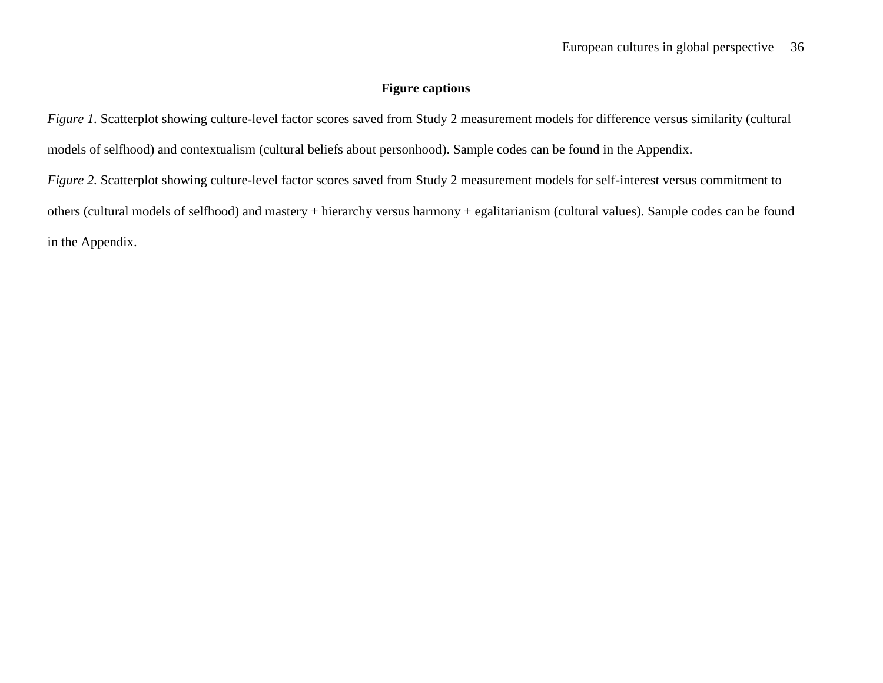**Figure captions**

*Figure 1.* Scatterplot showing culture-level factor scores saved from Study 2 measurement models for difference versus similarity (cultural models of selfhood) and contextualism (cultural beliefs about personhood). Sample codes can be found in the Appendix.

*Figure 2.* Scatterplot showing culture-level factor scores saved from Study 2 measurement models for self-interest versus commitment to others (cultural models of selfhood) and mastery + hierarchy versus harmony + egalitarianism (cultural values). Sample codes can be found in the Appendix.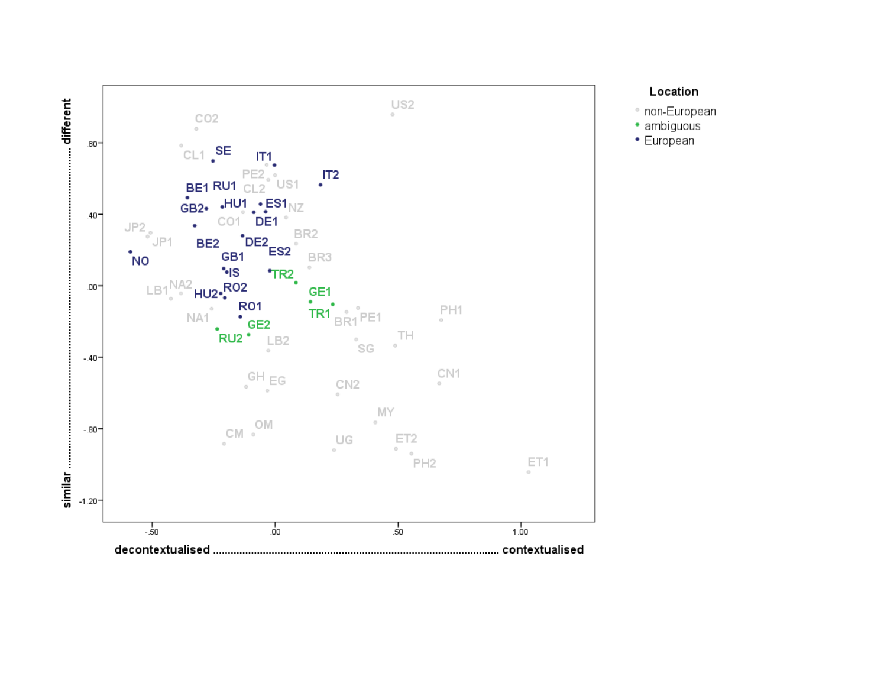**Location**

- non-European
- ambiguous
- European

different ........ similar

decontextualised ........ contextualised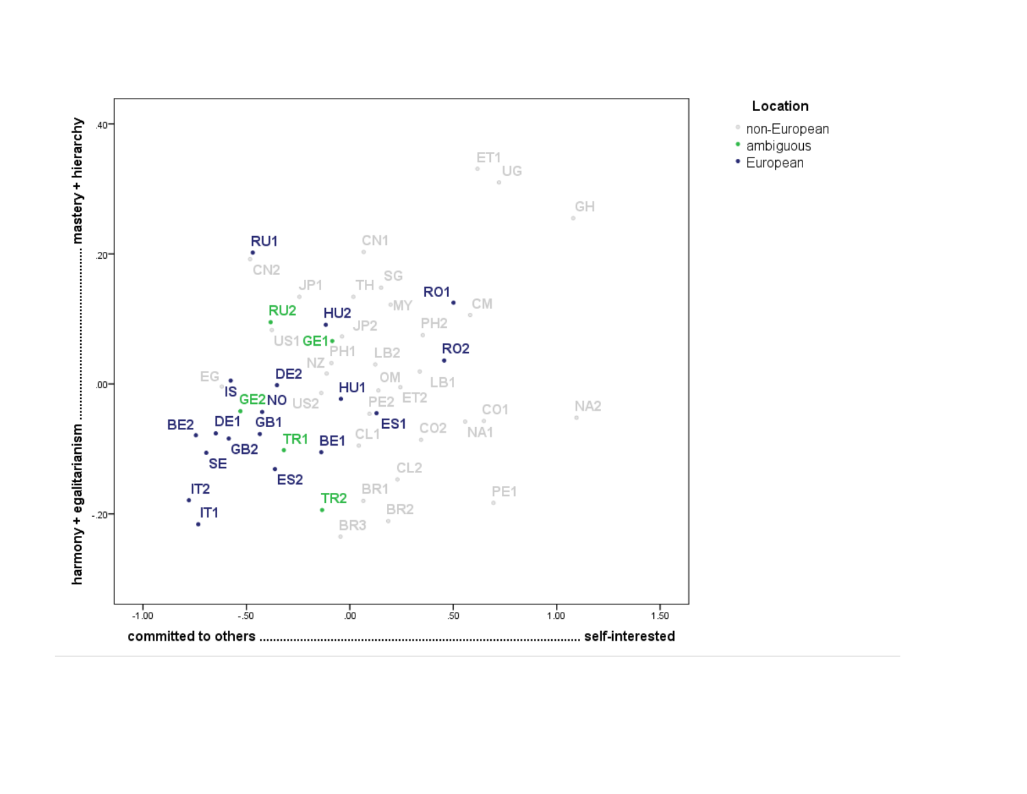**Location**

- non-European
- ambiguous
- European

mastery + hierarchy ............................ harmony + egalitarianism

committed to others ............................ self-interested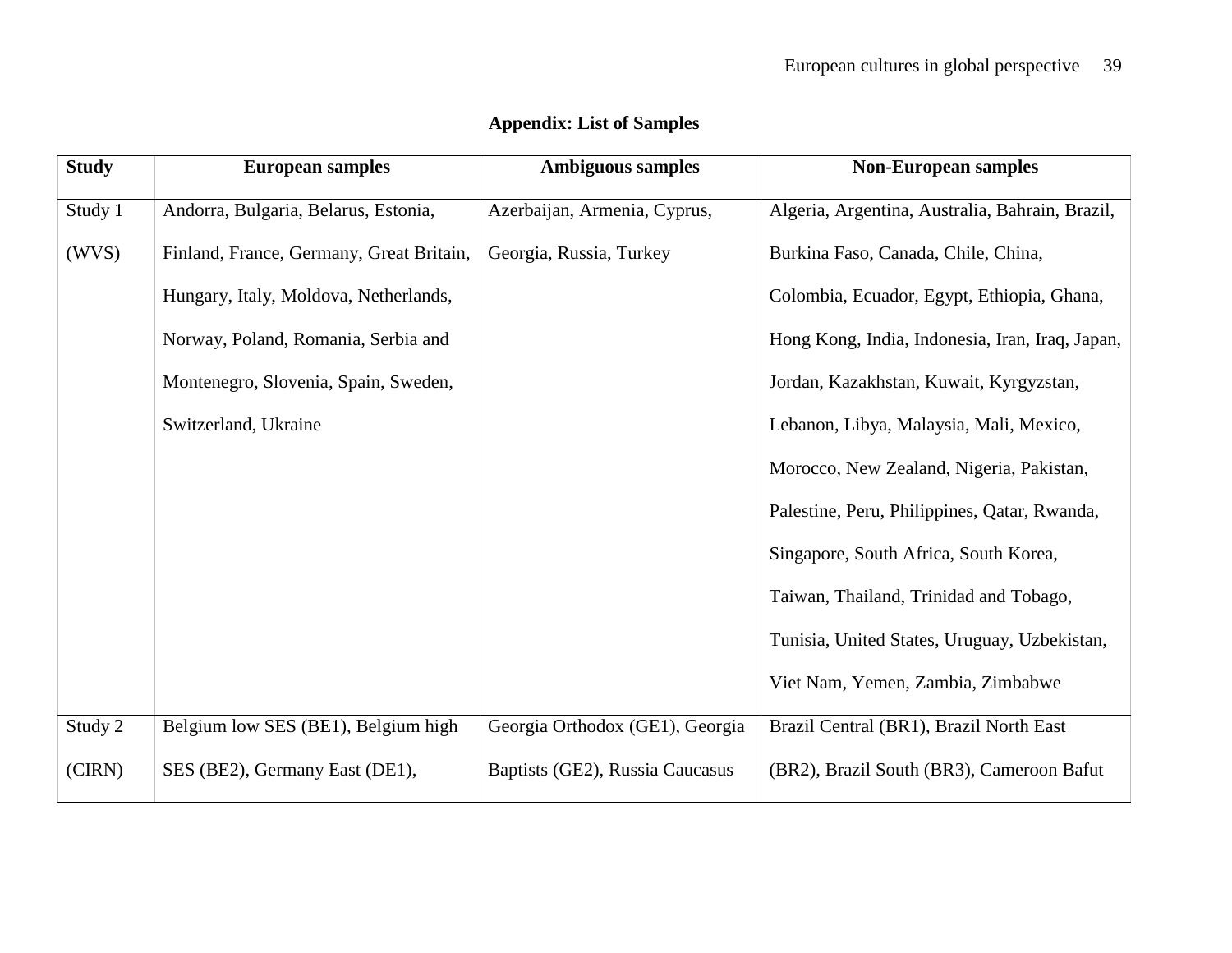## Appendix: List of Samples

| Study | European samples | Ambiguous samples | Non-European samples |
|---|---|---|---|
| Study 1 (WVS) | Andorra, Bulgaria, Belarus, Estonia, Finland, France, Germany, Great Britain, Hungary, Italy, Moldova, Netherlands, Norway, Poland, Romania, Serbia and Montenegro, Slovenia, Spain, Sweden, Switzerland, Ukraine | Azerbaijan, Armenia, Cyprus, Georgia, Russia, Turkey | Algeria, Argentina, Australia, Bahrain, Brazil, Burkina Faso, Canada, Chile, China, Colombia, Ecuador, Egypt, Ethiopia, Ghana, Hong Kong, India, Indonesia, Iran, Iraq, Japan, Jordan, Kazakhstan, Kuwait, Kyrgyzstan, Lebanon, Libya, Malaysia, Mali, Mexico, Morocco, New Zealand, Nigeria, Pakistan, Palestine, Peru, Philippines, Qatar, Rwanda, Singapore, South Africa, South Korea, Taiwan, Thailand, Trinidad and Tobago, Tunisia, United States, Uruguay, Uzbekistan, Viet Nam, Yemen, Zambia, Zimbabwe |
| Study 2 (CIRN) | Belgium low SES (BE1), Belgium high SES (BE2), Germany East (DE1), | Georgia Orthodox (GE1), Georgia Baptists (GE2), Russia Caucasus | Brazil Central (BR1), Brazil North East (BR2), Brazil South (BR3), Cameroon Bafut |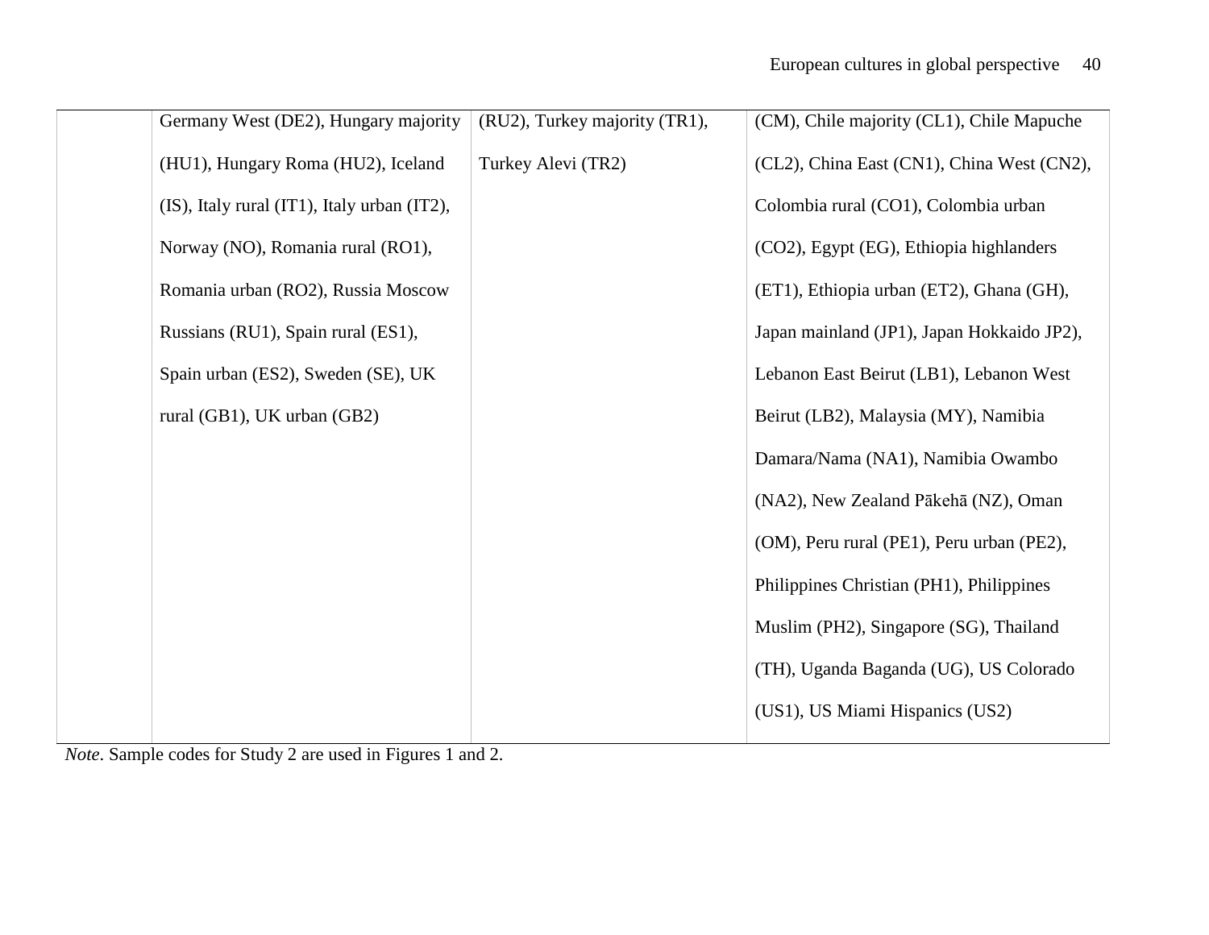| | | | |
|---|---|---|---|
| | Germany West (DE2), Hungary majority (HU1), Hungary Roma (HU2), Iceland (IS), Italy rural (IT1), Italy urban (IT2), Norway (NO), Romania rural (RO1), Romania urban (RO2), Russia Moscow Russians (RU1), Spain rural (ES1), Spain urban (ES2), Sweden (SE), UK rural (GB1), UK urban (GB2) | (RU2), Turkey majority (TR1), Turkey Alevi (TR2) | (CM), Chile majority (CL1), Chile Mapuche (CL2), China East (CN1), China West (CN2), Colombia rural (CO1), Colombia urban (CO2), Egypt (EG), Ethiopia highlanders (ET1), Ethiopia urban (ET2), Ghana (GH), Japan mainland (JP1), Japan Hokkaido JP2), Lebanon East Beirut (LB1), Lebanon West Beirut (LB2), Malaysia (MY), Namibia Damara/Nama (NA1), Namibia Owambo (NA2), New Zealand Pākehā (NZ), Oman (OM), Peru rural (PE1), Peru urban (PE2), Philippines Christian (PH1), Philippines Muslim (PH2), Singapore (SG), Thailand (TH), Uganda Baganda (UG), US Colorado (US1), US Miami Hispanics (US2) |

*Note*. Sample codes for Study 2 are used in Figures 1 and 2.